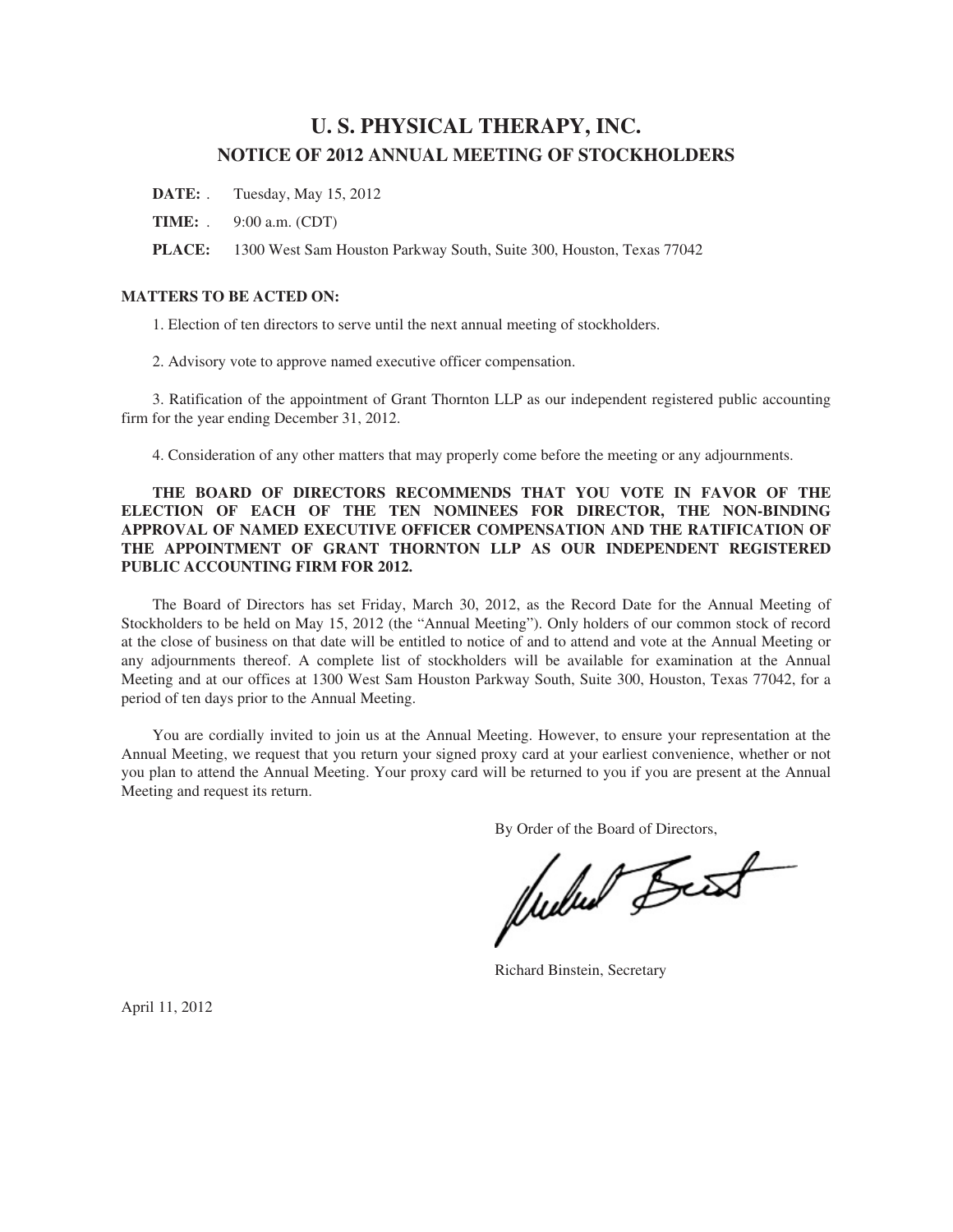# U. S. PHYSICAL THERAPY, INC.

## NOTICE OF 2012 ANNUAL MEETING OF STOCKHOLDERS

**DATE:** . Tuesday, May 15, 2012

**TIME:** . 9:00 a.m. (CDT)

**PLACE:** 1300 West Sam Houston Parkway South, Suite 300, Houston, Texas 77042

**MATTERS TO BE ACTED ON:**

1. Election of ten directors to serve until the next annual meeting of stockholders.

2. Advisory vote to approve named executive officer compensation.

3. Ratification of the appointment of Grant Thornton LLP as our independent registered public accounting firm for the year ending December 31, 2012.

4. Consideration of any other matters that may properly come before the meeting or any adjournments.

**THE BOARD OF DIRECTORS RECOMMENDS THAT YOU VOTE IN FAVOR OF THE ELECTION OF EACH OF THE TEN NOMINEES FOR DIRECTOR, THE NON-BINDING APPROVAL OF NAMED EXECUTIVE OFFICER COMPENSATION AND THE RATIFICATION OF THE APPOINTMENT OF GRANT THORNTON LLP AS OUR INDEPENDENT REGISTERED PUBLIC ACCOUNTING FIRM FOR 2012.**

The Board of Directors has set Friday, March 30, 2012, as the Record Date for the Annual Meeting of Stockholders to be held on May 15, 2012 (the "Annual Meeting"). Only holders of our common stock of record at the close of business on that date will be entitled to notice of and to attend and vote at the Annual Meeting or any adjournments thereof. A complete list of stockholders will be available for examination at the Annual Meeting and at our offices at 1300 West Sam Houston Parkway South, Suite 300, Houston, Texas 77042, for a period of ten days prior to the Annual Meeting.

You are cordially invited to join us at the Annual Meeting. However, to ensure your representation at the Annual Meeting, we request that you return your signed proxy card at your earliest convenience, whether or not you plan to attend the Annual Meeting. Your proxy card will be returned to you if you are present at the Annual Meeting and request its return.

By Order of the Board of Directors,

Richard Binstein, Secretary

April 11, 2012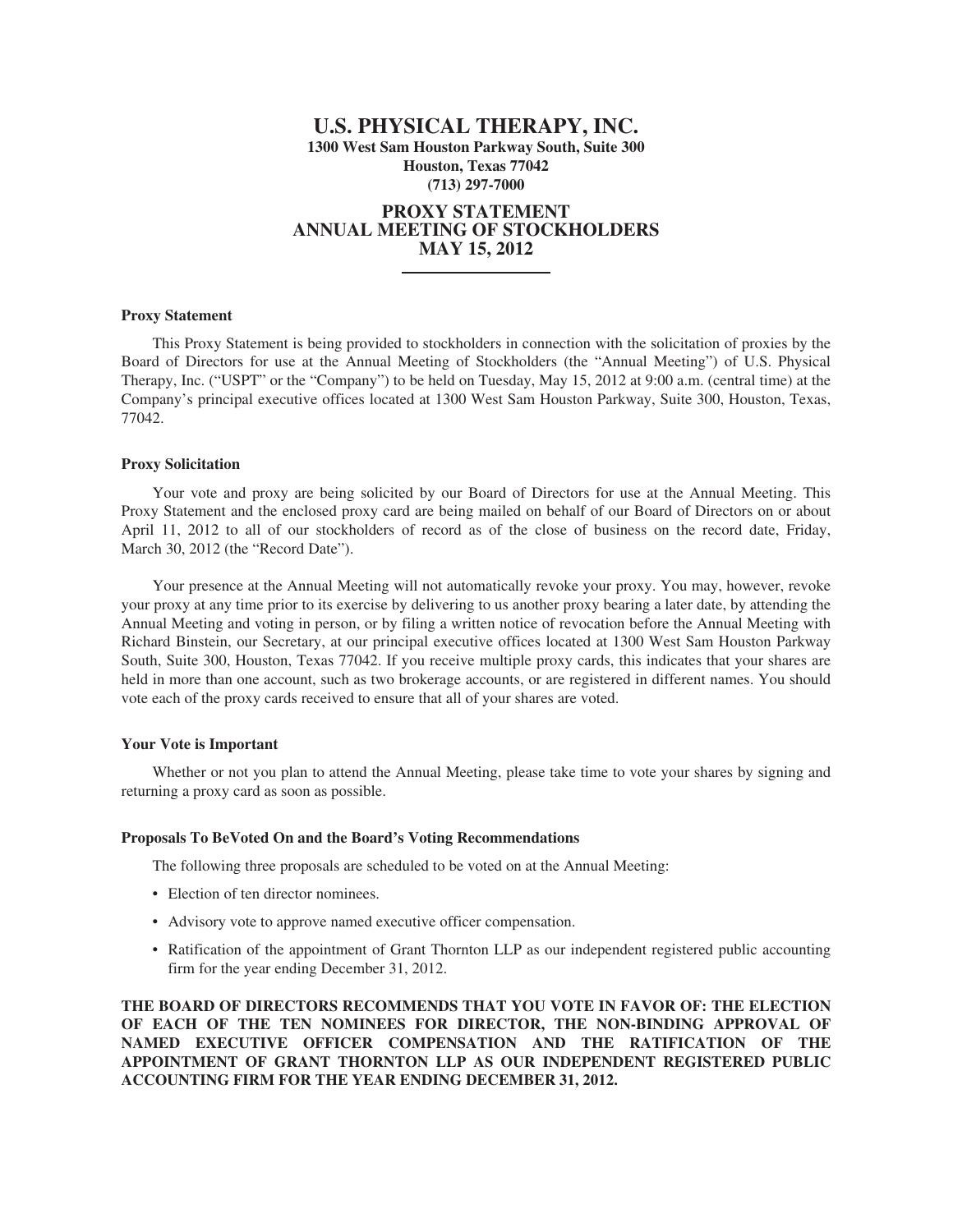# U.S. PHYSICAL THERAPY, INC.

**1300 West Sam Houston Parkway South, Suite 300**
**Houston, Texas 77042**
**(713) 297-7000**

## PROXY STATEMENT
## ANNUAL MEETING OF STOCKHOLDERS
## MAY 15, 2012

---

### Proxy Statement

This Proxy Statement is being provided to stockholders in connection with the solicitation of proxies by the Board of Directors for use at the Annual Meeting of Stockholders (the "Annual Meeting") of U.S. Physical Therapy, Inc. ("USPT" or the "Company") to be held on Tuesday, May 15, 2012 at 9:00 a.m. (central time) at the Company's principal executive offices located at 1300 West Sam Houston Parkway, Suite 300, Houston, Texas, 77042.

### Proxy Solicitation

Your vote and proxy are being solicited by our Board of Directors for use at the Annual Meeting. This Proxy Statement and the enclosed proxy card are being mailed on behalf of our Board of Directors on or about April 11, 2012 to all of our stockholders of record as of the close of business on the record date, Friday, March 30, 2012 (the "Record Date").

Your presence at the Annual Meeting will not automatically revoke your proxy. You may, however, revoke your proxy at any time prior to its exercise by delivering to us another proxy bearing a later date, by attending the Annual Meeting and voting in person, or by filing a written notice of revocation before the Annual Meeting with Richard Binstein, our Secretary, at our principal executive offices located at 1300 West Sam Houston Parkway South, Suite 300, Houston, Texas 77042. If you receive multiple proxy cards, this indicates that your shares are held in more than one account, such as two brokerage accounts, or are registered in different names. You should vote each of the proxy cards received to ensure that all of your shares are voted.

### Your Vote is Important

Whether or not you plan to attend the Annual Meeting, please take time to vote your shares by signing and returning a proxy card as soon as possible.

### Proposals To BeVoted On and the Board's Voting Recommendations

The following three proposals are scheduled to be voted on at the Annual Meeting:

- Election of ten director nominees.
- Advisory vote to approve named executive officer compensation.
- Ratification of the appointment of Grant Thornton LLP as our independent registered public accounting firm for the year ending December 31, 2012.

**THE BOARD OF DIRECTORS RECOMMENDS THAT YOU VOTE IN FAVOR OF: THE ELECTION OF EACH OF THE TEN NOMINEES FOR DIRECTOR, THE NON-BINDING APPROVAL OF NAMED EXECUTIVE OFFICER COMPENSATION AND THE RATIFICATION OF THE APPOINTMENT OF GRANT THORNTON LLP AS OUR INDEPENDENT REGISTERED PUBLIC ACCOUNTING FIRM FOR THE YEAR ENDING DECEMBER 31, 2012.**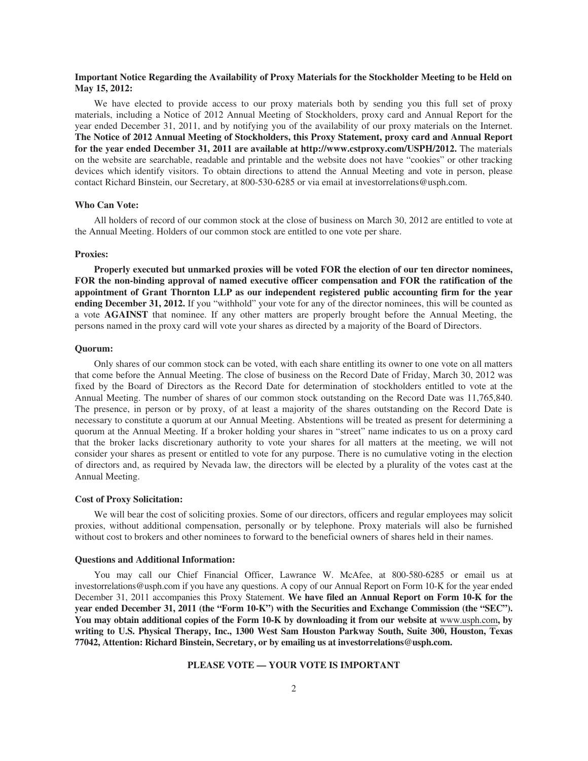**Important Notice Regarding the Availability of Proxy Materials for the Stockholder Meeting to be Held on May 15, 2012:**

We have elected to provide access to our proxy materials both by sending you this full set of proxy materials, including a Notice of 2012 Annual Meeting of Stockholders, proxy card and Annual Report for the year ended December 31, 2011, and by notifying you of the availability of our proxy materials on the Internet. **The Notice of 2012 Annual Meeting of Stockholders, this Proxy Statement, proxy card and Annual Report for the year ended December 31, 2011 are available at http://www.cstproxy.com/USPH/2012.** The materials on the website are searchable, readable and printable and the website does not have "cookies" or other tracking devices which identify visitors. To obtain directions to attend the Annual Meeting and vote in person, please contact Richard Binstein, our Secretary, at 800-530-6285 or via email at investorrelations@usph.com.

**Who Can Vote:**

All holders of record of our common stock at the close of business on March 30, 2012 are entitled to vote at the Annual Meeting. Holders of our common stock are entitled to one vote per share.

**Proxies:**

**Properly executed but unmarked proxies will be voted FOR the election of our ten director nominees, FOR the non-binding approval of named executive officer compensation and FOR the ratification of the appointment of Grant Thornton LLP as our independent registered public accounting firm for the year ending December 31, 2012.** If you "withhold" your vote for any of the director nominees, this will be counted as a vote **AGAINST** that nominee. If any other matters are properly brought before the Annual Meeting, the persons named in the proxy card will vote your shares as directed by a majority of the Board of Directors.

**Quorum:**

Only shares of our common stock can be voted, with each share entitling its owner to one vote on all matters that come before the Annual Meeting. The close of business on the Record Date of Friday, March 30, 2012 was fixed by the Board of Directors as the Record Date for determination of stockholders entitled to vote at the Annual Meeting. The number of shares of our common stock outstanding on the Record Date was 11,765,840. The presence, in person or by proxy, of at least a majority of the shares outstanding on the Record Date is necessary to constitute a quorum at our Annual Meeting. Abstentions will be treated as present for determining a quorum at the Annual Meeting. If a broker holding your shares in "street" name indicates to us on a proxy card that the broker lacks discretionary authority to vote your shares for all matters at the meeting, we will not consider your shares as present or entitled to vote for any purpose. There is no cumulative voting in the election of directors and, as required by Nevada law, the directors will be elected by a plurality of the votes cast at the Annual Meeting.

**Cost of Proxy Solicitation:**

We will bear the cost of soliciting proxies. Some of our directors, officers and regular employees may solicit proxies, without additional compensation, personally or by telephone. Proxy materials will also be furnished without cost to brokers and other nominees to forward to the beneficial owners of shares held in their names.

**Questions and Additional Information:**

You may call our Chief Financial Officer, Lawrance W. McAfee, at 800-580-6285 or email us at investorrelations@usph.com if you have any questions. A copy of our Annual Report on Form 10-K for the year ended December 31, 2011 accompanies this Proxy Statement. **We have filed an Annual Report on Form 10-K for the year ended December 31, 2011 (the "Form 10-K") with the Securities and Exchange Commission (the "SEC"). You may obtain additional copies of the Form 10-K by downloading it from our website at** www.usph.com**, by writing to U.S. Physical Therapy, Inc., 1300 West Sam Houston Parkway South, Suite 300, Houston, Texas 77042, Attention: Richard Binstein, Secretary, or by emailing us at investorrelations@usph.com.**

**PLEASE VOTE — YOUR VOTE IS IMPORTANT**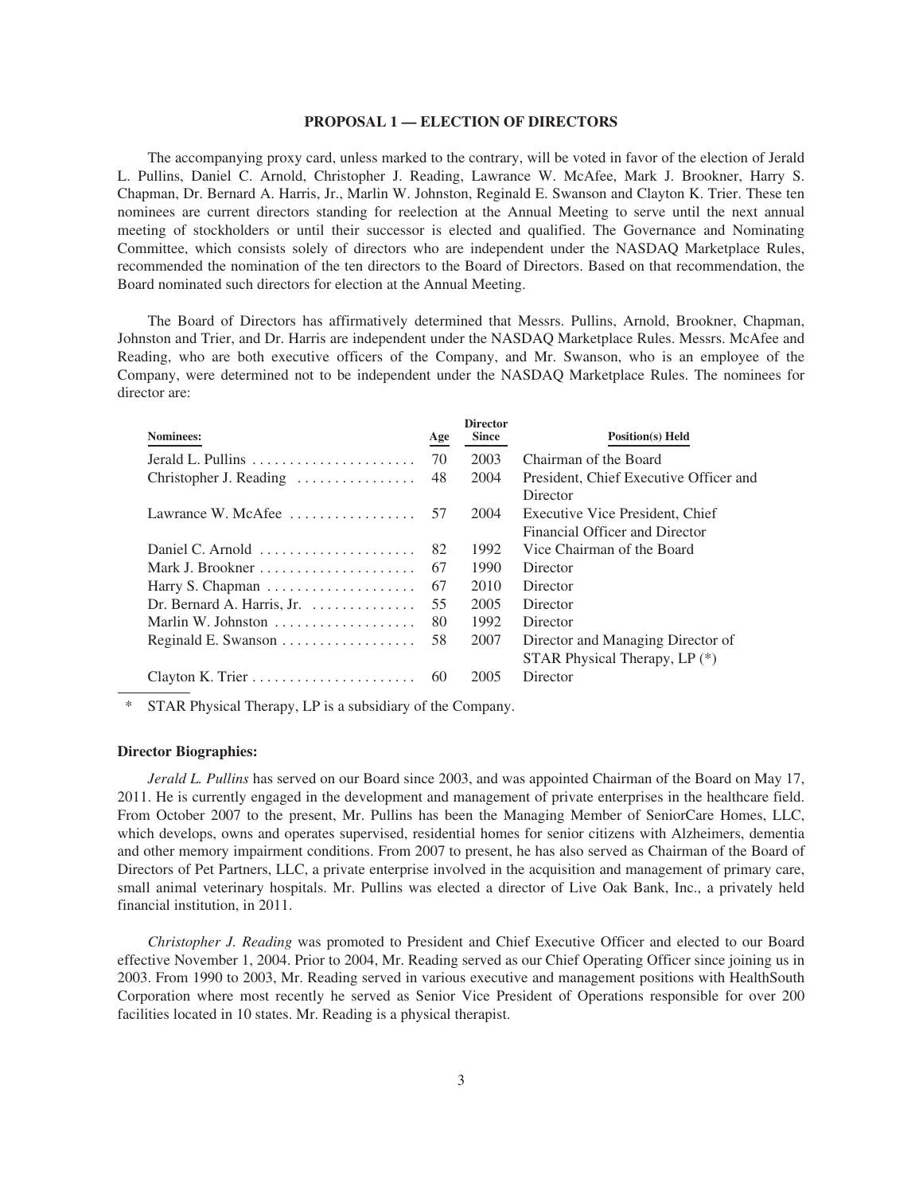## PROPOSAL 1 — ELECTION OF DIRECTORS

The accompanying proxy card, unless marked to the contrary, will be voted in favor of the election of Jerald L. Pullins, Daniel C. Arnold, Christopher J. Reading, Lawrance W. McAfee, Mark J. Brookner, Harry S. Chapman, Dr. Bernard A. Harris, Jr., Marlin W. Johnston, Reginald E. Swanson and Clayton K. Trier. These ten nominees are current directors standing for reelection at the Annual Meeting to serve until the next annual meeting of stockholders or until their successor is elected and qualified. The Governance and Nominating Committee, which consists solely of directors who are independent under the NASDAQ Marketplace Rules, recommended the nomination of the ten directors to the Board of Directors. Based on that recommendation, the Board nominated such directors for election at the Annual Meeting.

The Board of Directors has affirmatively determined that Messrs. Pullins, Arnold, Brookner, Chapman, Johnston and Trier, and Dr. Harris are independent under the NASDAQ Marketplace Rules. Messrs. McAfee and Reading, who are both executive officers of the Company, and Mr. Swanson, who is an employee of the Company, were determined not to be independent under the NASDAQ Marketplace Rules. The nominees for director are:

| Nominees: | Age | Director Since | Position(s) Held |
|---|---|---|---|
| Jerald L. Pullins | 70 | 2003 | Chairman of the Board |
| Christopher J. Reading | 48 | 2004 | President, Chief Executive Officer and Director |
| Lawrance W. McAfee | 57 | 2004 | Executive Vice President, Chief Financial Officer and Director |
| Daniel C. Arnold | 82 | 1992 | Vice Chairman of the Board |
| Mark J. Brookner | 67 | 1990 | Director |
| Harry S. Chapman | 67 | 2010 | Director |
| Dr. Bernard A. Harris, Jr. | 55 | 2005 | Director |
| Marlin W. Johnston | 80 | 1992 | Director |
| Reginald E. Swanson | 58 | 2007 | Director and Managing Director of STAR Physical Therapy, LP (*) |
| Clayton K. Trier | 60 | 2005 | Director |

\* STAR Physical Therapy, LP is a subsidiary of the Company.

**Director Biographies:**

*Jerald L. Pullins* has served on our Board since 2003, and was appointed Chairman of the Board on May 17, 2011. He is currently engaged in the development and management of private enterprises in the healthcare field. From October 2007 to the present, Mr. Pullins has been the Managing Member of SeniorCare Homes, LLC, which develops, owns and operates supervised, residential homes for senior citizens with Alzheimers, dementia and other memory impairment conditions. From 2007 to present, he has also served as Chairman of the Board of Directors of Pet Partners, LLC, a private enterprise involved in the acquisition and management of primary care, small animal veterinary hospitals. Mr. Pullins was elected a director of Live Oak Bank, Inc., a privately held financial institution, in 2011.

*Christopher J. Reading* was promoted to President and Chief Executive Officer and elected to our Board effective November 1, 2004. Prior to 2004, Mr. Reading served as our Chief Operating Officer since joining us in 2003. From 1990 to 2003, Mr. Reading served in various executive and management positions with HealthSouth Corporation where most recently he served as Senior Vice President of Operations responsible for over 200 facilities located in 10 states. Mr. Reading is a physical therapist.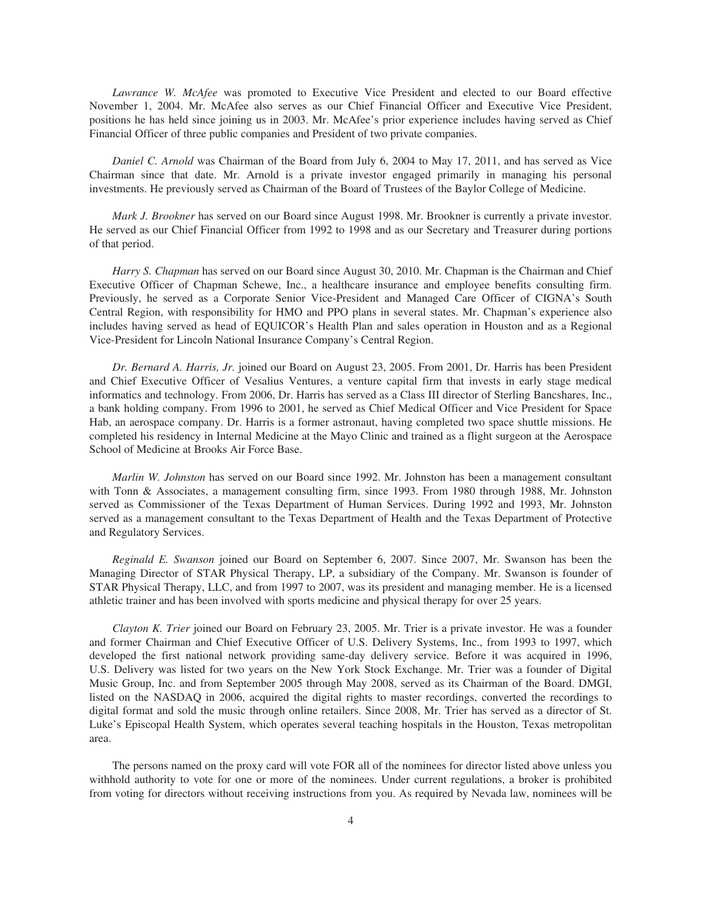*Lawrance W. McAfee* was promoted to Executive Vice President and elected to our Board effective November 1, 2004. Mr. McAfee also serves as our Chief Financial Officer and Executive Vice President, positions he has held since joining us in 2003. Mr. McAfee's prior experience includes having served as Chief Financial Officer of three public companies and President of two private companies.

*Daniel C. Arnold* was Chairman of the Board from July 6, 2004 to May 17, 2011, and has served as Vice Chairman since that date. Mr. Arnold is a private investor engaged primarily in managing his personal investments. He previously served as Chairman of the Board of Trustees of the Baylor College of Medicine.

*Mark J. Brookner* has served on our Board since August 1998. Mr. Brookner is currently a private investor. He served as our Chief Financial Officer from 1992 to 1998 and as our Secretary and Treasurer during portions of that period.

*Harry S. Chapman* has served on our Board since August 30, 2010. Mr. Chapman is the Chairman and Chief Executive Officer of Chapman Schewe, Inc., a healthcare insurance and employee benefits consulting firm. Previously, he served as a Corporate Senior Vice-President and Managed Care Officer of CIGNA's South Central Region, with responsibility for HMO and PPO plans in several states. Mr. Chapman's experience also includes having served as head of EQUICOR's Health Plan and sales operation in Houston and as a Regional Vice-President for Lincoln National Insurance Company's Central Region.

*Dr. Bernard A. Harris, Jr.* joined our Board on August 23, 2005. From 2001, Dr. Harris has been President and Chief Executive Officer of Vesalius Ventures, a venture capital firm that invests in early stage medical informatics and technology. From 2006, Dr. Harris has served as a Class III director of Sterling Bancshares, Inc., a bank holding company. From 1996 to 2001, he served as Chief Medical Officer and Vice President for Space Hab, an aerospace company. Dr. Harris is a former astronaut, having completed two space shuttle missions. He completed his residency in Internal Medicine at the Mayo Clinic and trained as a flight surgeon at the Aerospace School of Medicine at Brooks Air Force Base.

*Marlin W. Johnston* has served on our Board since 1992. Mr. Johnston has been a management consultant with Tonn & Associates, a management consulting firm, since 1993. From 1980 through 1988, Mr. Johnston served as Commissioner of the Texas Department of Human Services. During 1992 and 1993, Mr. Johnston served as a management consultant to the Texas Department of Health and the Texas Department of Protective and Regulatory Services.

*Reginald E. Swanson* joined our Board on September 6, 2007. Since 2007, Mr. Swanson has been the Managing Director of STAR Physical Therapy, LP, a subsidiary of the Company. Mr. Swanson is founder of STAR Physical Therapy, LLC, and from 1997 to 2007, was its president and managing member. He is a licensed athletic trainer and has been involved with sports medicine and physical therapy for over 25 years.

*Clayton K. Trier* joined our Board on February 23, 2005. Mr. Trier is a private investor. He was a founder and former Chairman and Chief Executive Officer of U.S. Delivery Systems, Inc., from 1993 to 1997, which developed the first national network providing same-day delivery service. Before it was acquired in 1996, U.S. Delivery was listed for two years on the New York Stock Exchange. Mr. Trier was a founder of Digital Music Group, Inc. and from September 2005 through May 2008, served as its Chairman of the Board. DMGI, listed on the NASDAQ in 2006, acquired the digital rights to master recordings, converted the recordings to digital format and sold the music through online retailers. Since 2008, Mr. Trier has served as a director of St. Luke's Episcopal Health System, which operates several teaching hospitals in the Houston, Texas metropolitan area.

The persons named on the proxy card will vote FOR all of the nominees for director listed above unless you withhold authority to vote for one or more of the nominees. Under current regulations, a broker is prohibited from voting for directors without receiving instructions from you. As required by Nevada law, nominees will be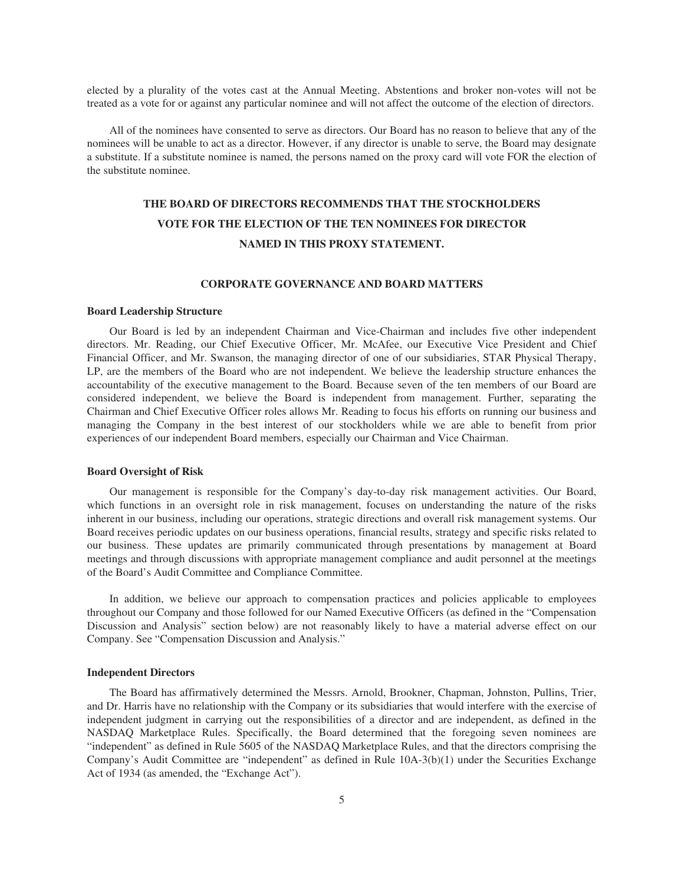elected by a plurality of the votes cast at the Annual Meeting. Abstentions and broker non-votes will not be treated as a vote for or against any particular nominee and will not affect the outcome of the election of directors.

All of the nominees have consented to serve as directors. Our Board has no reason to believe that any of the nominees will be unable to act as a director. However, if any director is unable to serve, the Board may designate a substitute. If a substitute nominee is named, the persons named on the proxy card will vote FOR the election of the substitute nominee.

**THE BOARD OF DIRECTORS RECOMMENDS THAT THE STOCKHOLDERS VOTE FOR THE ELECTION OF THE TEN NOMINEES FOR DIRECTOR NAMED IN THIS PROXY STATEMENT.**

## CORPORATE GOVERNANCE AND BOARD MATTERS

### Board Leadership Structure

Our Board is led by an independent Chairman and Vice-Chairman and includes five other independent directors. Mr. Reading, our Chief Executive Officer, Mr. McAfee, our Executive Vice President and Chief Financial Officer, and Mr. Swanson, the managing director of one of our subsidiaries, STAR Physical Therapy, LP, are the members of the Board who are not independent. We believe the leadership structure enhances the accountability of the executive management to the Board. Because seven of the ten members of our Board are considered independent, we believe the Board is independent from management. Further, separating the Chairman and Chief Executive Officer roles allows Mr. Reading to focus his efforts on running our business and managing the Company in the best interest of our stockholders while we are able to benefit from prior experiences of our independent Board members, especially our Chairman and Vice Chairman.

### Board Oversight of Risk

Our management is responsible for the Company's day-to-day risk management activities. Our Board, which functions in an oversight role in risk management, focuses on understanding the nature of the risks inherent in our business, including our operations, strategic directions and overall risk management systems. Our Board receives periodic updates on our business operations, financial results, strategy and specific risks related to our business. These updates are primarily communicated through presentations by management at Board meetings and through discussions with appropriate management compliance and audit personnel at the meetings of the Board's Audit Committee and Compliance Committee.

In addition, we believe our approach to compensation practices and policies applicable to employees throughout our Company and those followed for our Named Executive Officers (as defined in the "Compensation Discussion and Analysis" section below) are not reasonably likely to have a material adverse effect on our Company. See "Compensation Discussion and Analysis."

### Independent Directors

The Board has affirmatively determined the Messrs. Arnold, Brookner, Chapman, Johnston, Pullins, Trier, and Dr. Harris have no relationship with the Company or its subsidiaries that would interfere with the exercise of independent judgment in carrying out the responsibilities of a director and are independent, as defined in the NASDAQ Marketplace Rules. Specifically, the Board determined that the foregoing seven nominees are "independent" as defined in Rule 5605 of the NASDAQ Marketplace Rules, and that the directors comprising the Company's Audit Committee are "independent" as defined in Rule 10A-3(b)(1) under the Securities Exchange Act of 1934 (as amended, the "Exchange Act").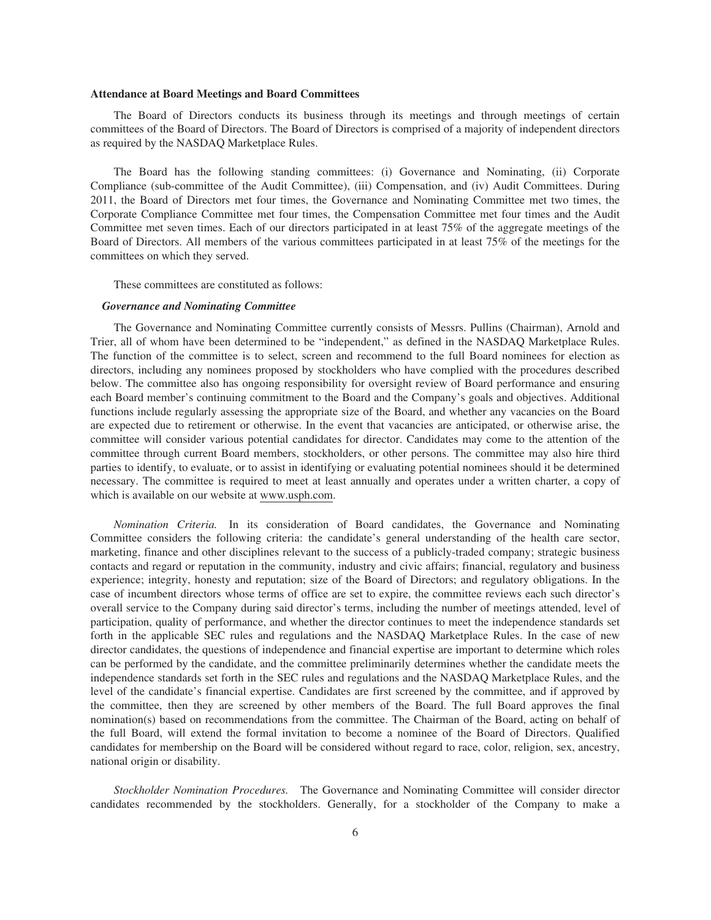## Attendance at Board Meetings and Board Committees

The Board of Directors conducts its business through its meetings and through meetings of certain committees of the Board of Directors. The Board of Directors is comprised of a majority of independent directors as required by the NASDAQ Marketplace Rules.

The Board has the following standing committees: (i) Governance and Nominating, (ii) Corporate Compliance (sub-committee of the Audit Committee), (iii) Compensation, and (iv) Audit Committees. During 2011, the Board of Directors met four times, the Governance and Nominating Committee met two times, the Corporate Compliance Committee met four times, the Compensation Committee met four times and the Audit Committee met seven times. Each of our directors participated in at least 75% of the aggregate meetings of the Board of Directors. All members of the various committees participated in at least 75% of the meetings for the committees on which they served.

These committees are constituted as follows:

### *Governance and Nominating Committee*

The Governance and Nominating Committee currently consists of Messrs. Pullins (Chairman), Arnold and Trier, all of whom have been determined to be "independent," as defined in the NASDAQ Marketplace Rules. The function of the committee is to select, screen and recommend to the full Board nominees for election as directors, including any nominees proposed by stockholders who have complied with the procedures described below. The committee also has ongoing responsibility for oversight review of Board performance and ensuring each Board member's continuing commitment to the Board and the Company's goals and objectives. Additional functions include regularly assessing the appropriate size of the Board, and whether any vacancies on the Board are expected due to retirement or otherwise. In the event that vacancies are anticipated, or otherwise arise, the committee will consider various potential candidates for director. Candidates may come to the attention of the committee through current Board members, stockholders, or other persons. The committee may also hire third parties to identify, to evaluate, or to assist in identifying or evaluating potential nominees should it be determined necessary. The committee is required to meet at least annually and operates under a written charter, a copy of which is available on our website at www.usph.com.

*Nomination Criteria.* In its consideration of Board candidates, the Governance and Nominating Committee considers the following criteria: the candidate's general understanding of the health care sector, marketing, finance and other disciplines relevant to the success of a publicly-traded company; strategic business contacts and regard or reputation in the community, industry and civic affairs; financial, regulatory and business experience; integrity, honesty and reputation; size of the Board of Directors; and regulatory obligations. In the case of incumbent directors whose terms of office are set to expire, the committee reviews each such director's overall service to the Company during said director's terms, including the number of meetings attended, level of participation, quality of performance, and whether the director continues to meet the independence standards set forth in the applicable SEC rules and regulations and the NASDAQ Marketplace Rules. In the case of new director candidates, the questions of independence and financial expertise are important to determine which roles can be performed by the candidate, and the committee preliminarily determines whether the candidate meets the independence standards set forth in the SEC rules and regulations and the NASDAQ Marketplace Rules, and the level of the candidate's financial expertise. Candidates are first screened by the committee, and if approved by the committee, then they are screened by other members of the Board. The full Board approves the final nomination(s) based on recommendations from the committee. The Chairman of the Board, acting on behalf of the full Board, will extend the formal invitation to become a nominee of the Board of Directors. Qualified candidates for membership on the Board will be considered without regard to race, color, religion, sex, ancestry, national origin or disability.

*Stockholder Nomination Procedures.* The Governance and Nominating Committee will consider director candidates recommended by the stockholders. Generally, for a stockholder of the Company to make a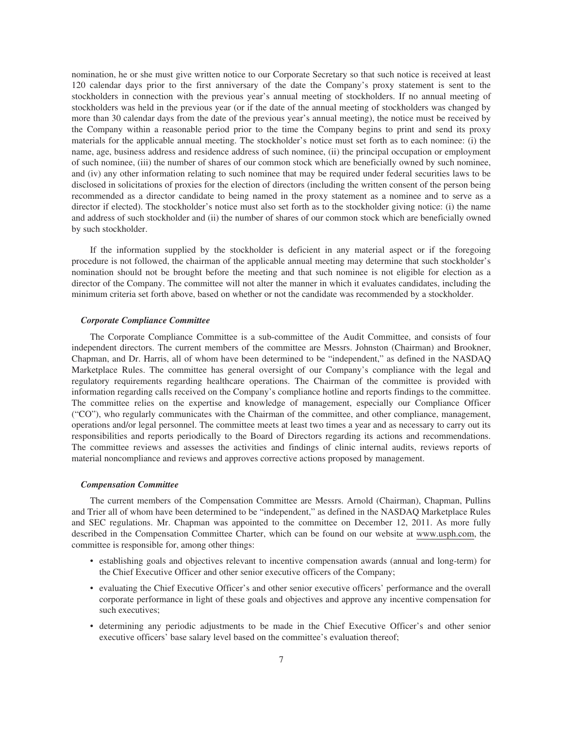nomination, he or she must give written notice to our Corporate Secretary so that such notice is received at least 120 calendar days prior to the first anniversary of the date the Company's proxy statement is sent to the stockholders in connection with the previous year's annual meeting of stockholders. If no annual meeting of stockholders was held in the previous year (or if the date of the annual meeting of stockholders was changed by more than 30 calendar days from the date of the previous year's annual meeting), the notice must be received by the Company within a reasonable period prior to the time the Company begins to print and send its proxy materials for the applicable annual meeting. The stockholder's notice must set forth as to each nominee: (i) the name, age, business address and residence address of such nominee, (ii) the principal occupation or employment of such nominee, (iii) the number of shares of our common stock which are beneficially owned by such nominee, and (iv) any other information relating to such nominee that may be required under federal securities laws to be disclosed in solicitations of proxies for the election of directors (including the written consent of the person being recommended as a director candidate to being named in the proxy statement as a nominee and to serve as a director if elected). The stockholder's notice must also set forth as to the stockholder giving notice: (i) the name and address of such stockholder and (ii) the number of shares of our common stock which are beneficially owned by such stockholder.

If the information supplied by the stockholder is deficient in any material aspect or if the foregoing procedure is not followed, the chairman of the applicable annual meeting may determine that such stockholder's nomination should not be brought before the meeting and that such nominee is not eligible for election as a director of the Company. The committee will not alter the manner in which it evaluates candidates, including the minimum criteria set forth above, based on whether or not the candidate was recommended by a stockholder.

### *Corporate Compliance Committee*

The Corporate Compliance Committee is a sub-committee of the Audit Committee, and consists of four independent directors. The current members of the committee are Messrs. Johnston (Chairman) and Brookner, Chapman, and Dr. Harris, all of whom have been determined to be "independent," as defined in the NASDAQ Marketplace Rules. The committee has general oversight of our Company's compliance with the legal and regulatory requirements regarding healthcare operations. The Chairman of the committee is provided with information regarding calls received on the Company's compliance hotline and reports findings to the committee. The committee relies on the expertise and knowledge of management, especially our Compliance Officer ("CO"), who regularly communicates with the Chairman of the committee, and other compliance, management, operations and/or legal personnel. The committee meets at least two times a year and as necessary to carry out its responsibilities and reports periodically to the Board of Directors regarding its actions and recommendations. The committee reviews and assesses the activities and findings of clinic internal audits, reviews reports of material noncompliance and reviews and approves corrective actions proposed by management.

### *Compensation Committee*

The current members of the Compensation Committee are Messrs. Arnold (Chairman), Chapman, Pullins and Trier all of whom have been determined to be "independent," as defined in the NASDAQ Marketplace Rules and SEC regulations. Mr. Chapman was appointed to the committee on December 12, 2011. As more fully described in the Compensation Committee Charter, which can be found on our website at www.usph.com, the committee is responsible for, among other things:

- establishing goals and objectives relevant to incentive compensation awards (annual and long-term) for the Chief Executive Officer and other senior executive officers of the Company;
- evaluating the Chief Executive Officer's and other senior executive officers' performance and the overall corporate performance in light of these goals and objectives and approve any incentive compensation for such executives;
- determining any periodic adjustments to be made in the Chief Executive Officer's and other senior executive officers' base salary level based on the committee's evaluation thereof;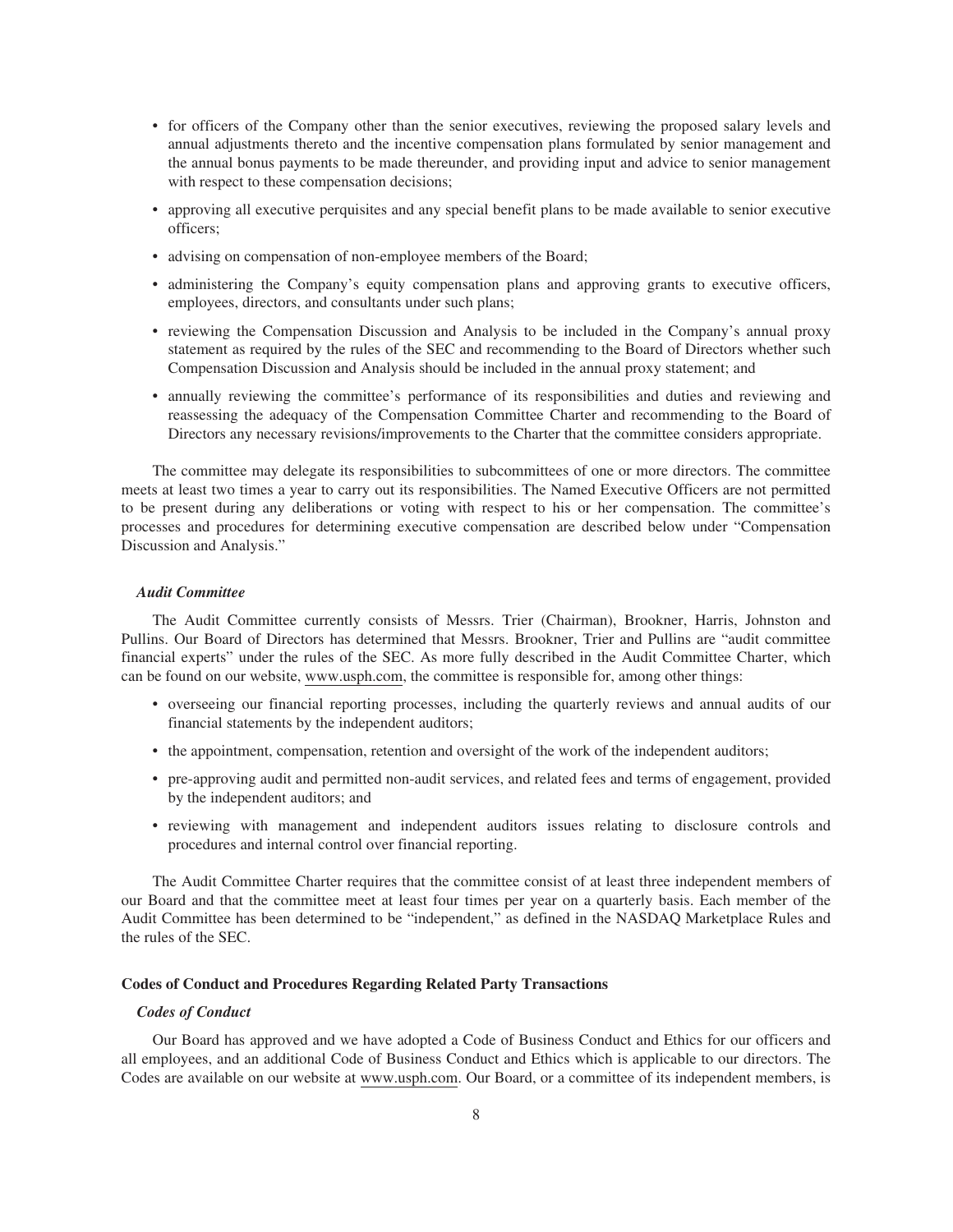- for officers of the Company other than the senior executives, reviewing the proposed salary levels and annual adjustments thereto and the incentive compensation plans formulated by senior management and the annual bonus payments to be made thereunder, and providing input and advice to senior management with respect to these compensation decisions;
- approving all executive perquisites and any special benefit plans to be made available to senior executive officers;
- advising on compensation of non-employee members of the Board;
- administering the Company's equity compensation plans and approving grants to executive officers, employees, directors, and consultants under such plans;
- reviewing the Compensation Discussion and Analysis to be included in the Company's annual proxy statement as required by the rules of the SEC and recommending to the Board of Directors whether such Compensation Discussion and Analysis should be included in the annual proxy statement; and
- annually reviewing the committee's performance of its responsibilities and duties and reviewing and reassessing the adequacy of the Compensation Committee Charter and recommending to the Board of Directors any necessary revisions/improvements to the Charter that the committee considers appropriate.

The committee may delegate its responsibilities to subcommittees of one or more directors. The committee meets at least two times a year to carry out its responsibilities. The Named Executive Officers are not permitted to be present during any deliberations or voting with respect to his or her compensation. The committee's processes and procedures for determining executive compensation are described below under "Compensation Discussion and Analysis."

### *Audit Committee*

The Audit Committee currently consists of Messrs. Trier (Chairman), Brookner, Harris, Johnston and Pullins. Our Board of Directors has determined that Messrs. Brookner, Trier and Pullins are "audit committee financial experts" under the rules of the SEC. As more fully described in the Audit Committee Charter, which can be found on our website, www.usph.com, the committee is responsible for, among other things:

- overseeing our financial reporting processes, including the quarterly reviews and annual audits of our financial statements by the independent auditors;
- the appointment, compensation, retention and oversight of the work of the independent auditors;
- pre-approving audit and permitted non-audit services, and related fees and terms of engagement, provided by the independent auditors; and
- reviewing with management and independent auditors issues relating to disclosure controls and procedures and internal control over financial reporting.

The Audit Committee Charter requires that the committee consist of at least three independent members of our Board and that the committee meet at least four times per year on a quarterly basis. Each member of the Audit Committee has been determined to be "independent," as defined in the NASDAQ Marketplace Rules and the rules of the SEC.

## Codes of Conduct and Procedures Regarding Related Party Transactions

### *Codes of Conduct*

Our Board has approved and we have adopted a Code of Business Conduct and Ethics for our officers and all employees, and an additional Code of Business Conduct and Ethics which is applicable to our directors. The Codes are available on our website at www.usph.com. Our Board, or a committee of its independent members, is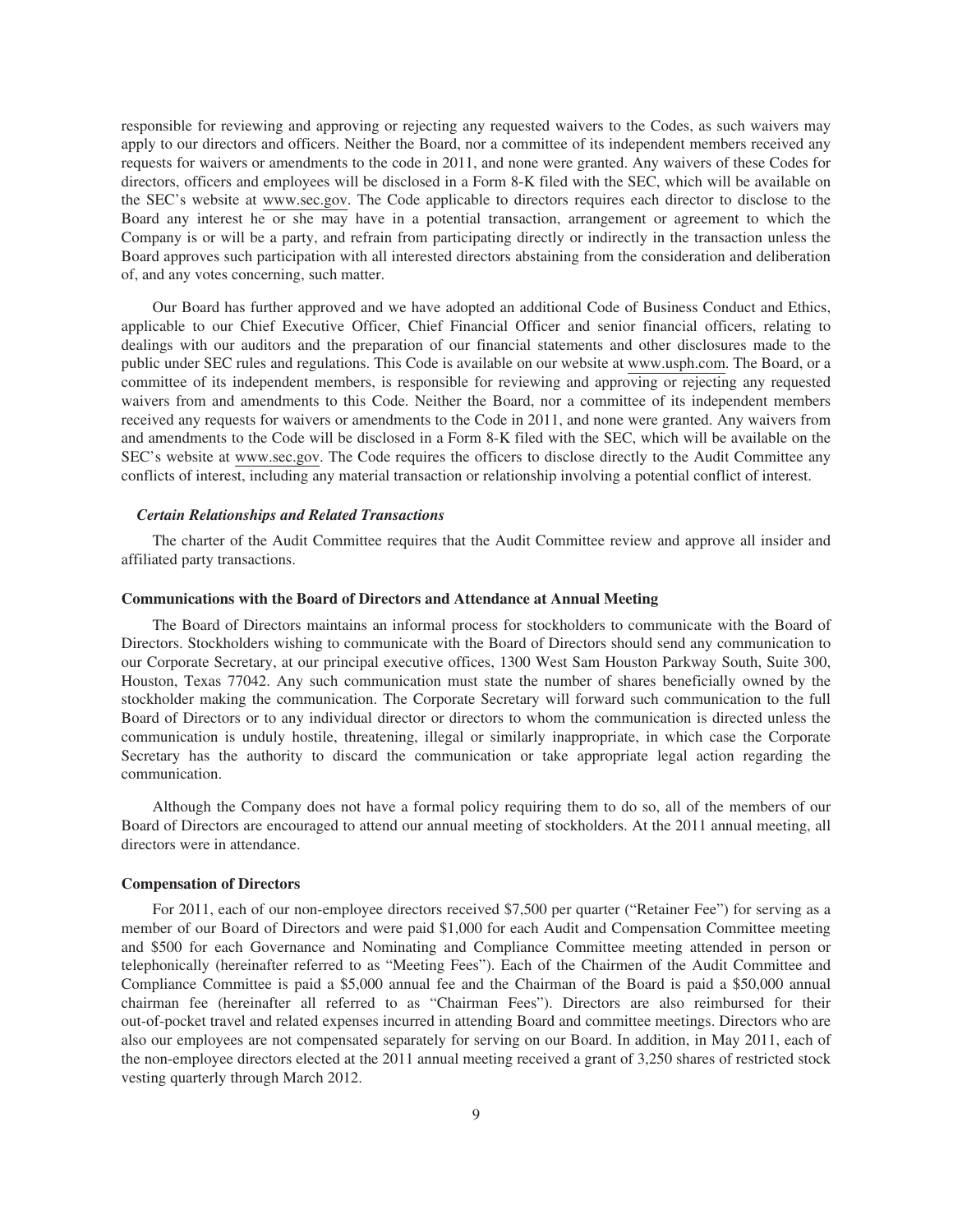responsible for reviewing and approving or rejecting any requested waivers to the Codes, as such waivers may apply to our directors and officers. Neither the Board, nor a committee of its independent members received any requests for waivers or amendments to the code in 2011, and none were granted. Any waivers of these Codes for directors, officers and employees will be disclosed in a Form 8-K filed with the SEC, which will be available on the SEC's website at www.sec.gov. The Code applicable to directors requires each director to disclose to the Board any interest he or she may have in a potential transaction, arrangement or agreement to which the Company is or will be a party, and refrain from participating directly or indirectly in the transaction unless the Board approves such participation with all interested directors abstaining from the consideration and deliberation of, and any votes concerning, such matter.

Our Board has further approved and we have adopted an additional Code of Business Conduct and Ethics, applicable to our Chief Executive Officer, Chief Financial Officer and senior financial officers, relating to dealings with our auditors and the preparation of our financial statements and other disclosures made to the public under SEC rules and regulations. This Code is available on our website at www.usph.com. The Board, or a committee of its independent members, is responsible for reviewing and approving or rejecting any requested waivers from and amendments to this Code. Neither the Board, nor a committee of its independent members received any requests for waivers or amendments to the Code in 2011, and none were granted. Any waivers from and amendments to the Code will be disclosed in a Form 8-K filed with the SEC, which will be available on the SEC's website at www.sec.gov. The Code requires the officers to disclose directly to the Audit Committee any conflicts of interest, including any material transaction or relationship involving a potential conflict of interest.

***Certain Relationships and Related Transactions***

The charter of the Audit Committee requires that the Audit Committee review and approve all insider and affiliated party transactions.

**Communications with the Board of Directors and Attendance at Annual Meeting**

The Board of Directors maintains an informal process for stockholders to communicate with the Board of Directors. Stockholders wishing to communicate with the Board of Directors should send any communication to our Corporate Secretary, at our principal executive offices, 1300 West Sam Houston Parkway South, Suite 300, Houston, Texas 77042. Any such communication must state the number of shares beneficially owned by the stockholder making the communication. The Corporate Secretary will forward such communication to the full Board of Directors or to any individual director or directors to whom the communication is directed unless the communication is unduly hostile, threatening, illegal or similarly inappropriate, in which case the Corporate Secretary has the authority to discard the communication or take appropriate legal action regarding the communication.

Although the Company does not have a formal policy requiring them to do so, all of the members of our Board of Directors are encouraged to attend our annual meeting of stockholders. At the 2011 annual meeting, all directors were in attendance.

**Compensation of Directors**

For 2011, each of our non-employee directors received $7,500 per quarter ("Retainer Fee") for serving as a member of our Board of Directors and were paid $1,000 for each Audit and Compensation Committee meeting and $500 for each Governance and Nominating and Compliance Committee meeting attended in person or telephonically (hereinafter referred to as "Meeting Fees"). Each of the Chairmen of the Audit Committee and Compliance Committee is paid a $5,000 annual fee and the Chairman of the Board is paid a $50,000 annual chairman fee (hereinafter all referred to as "Chairman Fees"). Directors are also reimbursed for their out-of-pocket travel and related expenses incurred in attending Board and committee meetings. Directors who are also our employees are not compensated separately for serving on our Board. In addition, in May 2011, each of the non-employee directors elected at the 2011 annual meeting received a grant of 3,250 shares of restricted stock vesting quarterly through March 2012.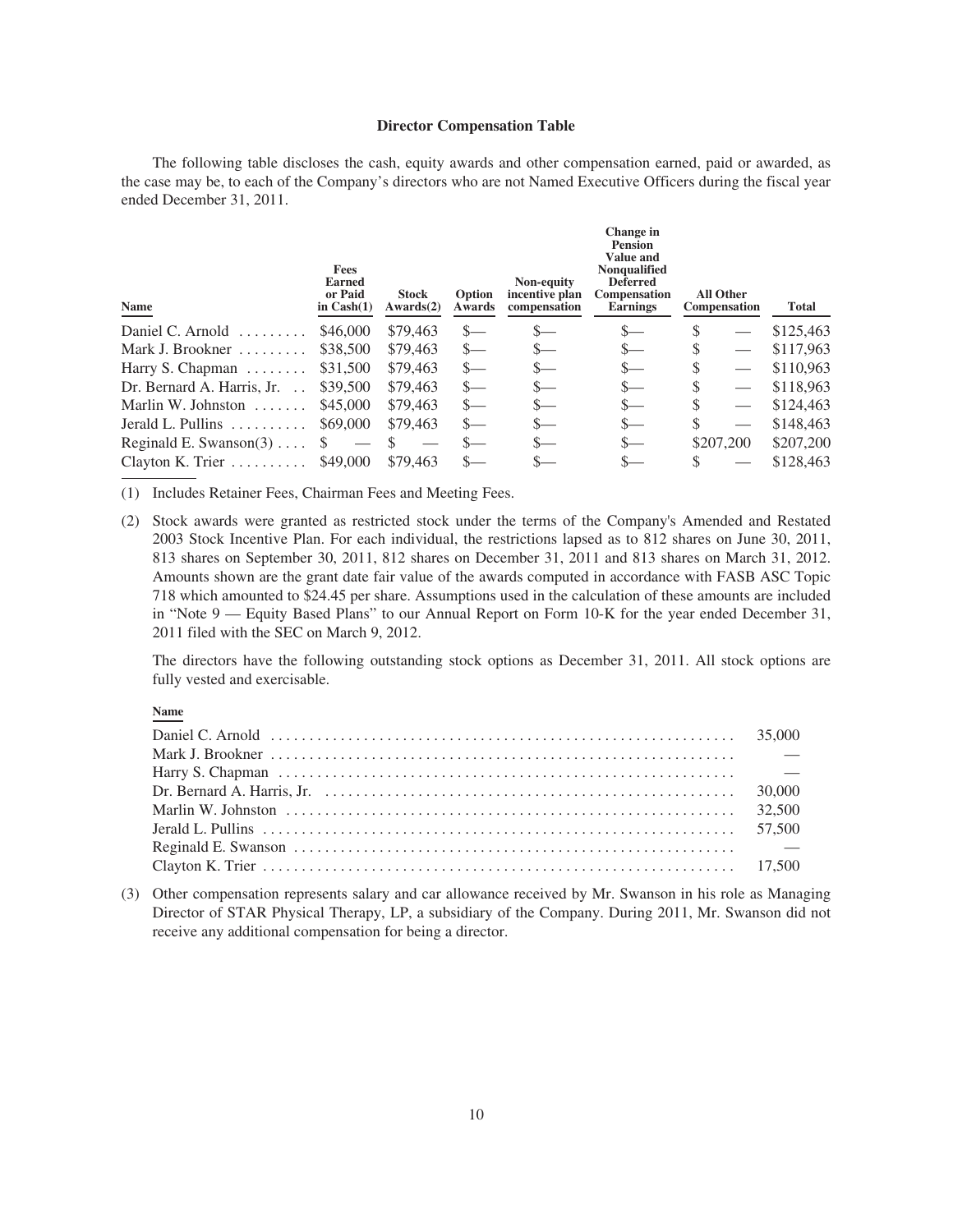### Director Compensation Table

The following table discloses the cash, equity awards and other compensation earned, paid or awarded, as the case may be, to each of the Company's directors who are not Named Executive Officers during the fiscal year ended December 31, 2011.

| Name | Fees Earned or Paid in Cash(1) | Stock Awards(2) | Option Awards | Non-equity incentive plan compensation | Change in Pension Value and Nonqualified Deferred Compensation Earnings | All Other Compensation | Total |
|---|---|---|---|---|---|---|---|
| Daniel C. Arnold | $46,000 | $79,463 | $— | $— | $— | $ — | $125,463 |
| Mark J. Brookner | $38,500 | $79,463 | $— | $— | $— | $ — | $117,963 |
| Harry S. Chapman | $31,500 | $79,463 | $— | $— | $— | $ — | $110,963 |
| Dr. Bernard A. Harris, Jr. | $39,500 | $79,463 | $— | $— | $— | $ — | $118,963 |
| Marlin W. Johnston | $45,000 | $79,463 | $— | $— | $— | $ — | $124,463 |
| Jerald L. Pullins | $69,000 | $79,463 | $— | $— | $— | $ — | $148,463 |
| Reginald E. Swanson(3) | $ — | $ — | $— | $— | $— | $207,200 | $207,200 |
| Clayton K. Trier | $49,000 | $79,463 | $— | $— | $— | $ — | $128,463 |

(1) Includes Retainer Fees, Chairman Fees and Meeting Fees.

(2) Stock awards were granted as restricted stock under the terms of the Company's Amended and Restated 2003 Stock Incentive Plan. For each individual, the restrictions lapsed as to 812 shares on June 30, 2011, 813 shares on September 30, 2011, 812 shares on December 31, 2011 and 813 shares on March 31, 2012. Amounts shown are the grant date fair value of the awards computed in accordance with FASB ASC Topic 718 which amounted to $24.45 per share. Assumptions used in the calculation of these amounts are included in "Note 9 — Equity Based Plans" to our Annual Report on Form 10-K for the year ended December 31, 2011 filed with the SEC on March 9, 2012.

The directors have the following outstanding stock options as December 31, 2011. All stock options are fully vested and exercisable.

| Name | |
|---|---|
| Daniel C. Arnold | 35,000 |
| Mark J. Brookner | — |
| Harry S. Chapman | — |
| Dr. Bernard A. Harris, Jr. | 30,000 |
| Marlin W. Johnston | 32,500 |
| Jerald L. Pullins | 57,500 |
| Reginald E. Swanson | — |
| Clayton K. Trier | 17,500 |

(3) Other compensation represents salary and car allowance received by Mr. Swanson in his role as Managing Director of STAR Physical Therapy, LP, a subsidiary of the Company. During 2011, Mr. Swanson did not receive any additional compensation for being a director.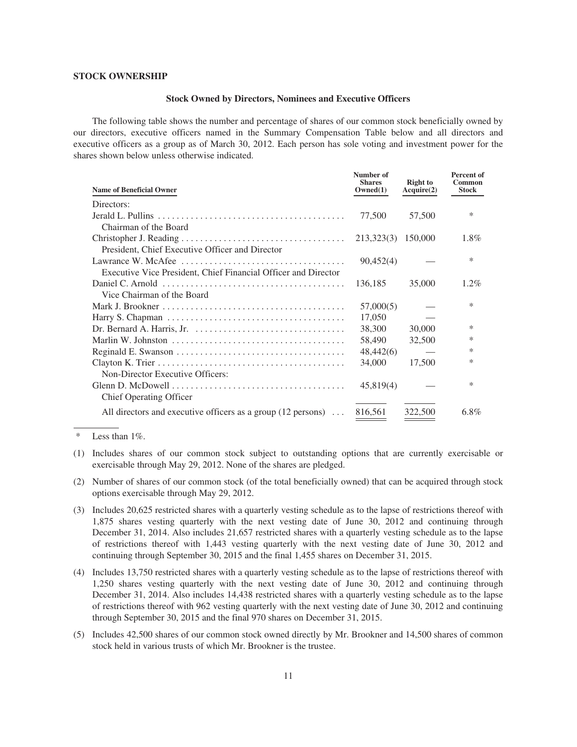## STOCK OWNERSHIP

### Stock Owned by Directors, Nominees and Executive Officers

The following table shows the number and percentage of shares of our common stock beneficially owned by our directors, executive officers named in the Summary Compensation Table below and all directors and executive officers as a group as of March 30, 2012. Each person has sole voting and investment power for the shares shown below unless otherwise indicated.

| Name of Beneficial Owner | Number of Shares Owned(1) | Right to Acquire(2) | Percent of Common Stock |
|---|---|---|---|
| Directors: | | | |
| Jerald L. Pullins | 77,500 | 57,500 | * |
| Chairman of the Board | | | |
| Christopher J. Reading | 213,323(3) | 150,000 | 1.8% |
| President, Chief Executive Officer and Director | | | |
| Lawrance W. McAfee | 90,452(4) | — | * |
| Executive Vice President, Chief Financial Officer and Director | | | |
| Daniel C. Arnold | 136,185 | 35,000 | 1.2% |
| Vice Chairman of the Board | | | |
| Mark J. Brookner | 57,000(5) | — | * |
| Harry S. Chapman | 17,050 | — | |
| Dr. Bernard A. Harris, Jr. | 38,300 | 30,000 | * |
| Marlin W. Johnston | 58,490 | 32,500 | * |
| Reginald E. Swanson | 48,442(6) | — | * |
| Clayton K. Trier | 34,000 | 17,500 | * |
| Non-Director Executive Officers: | | | |
| Glenn D. McDowell | 45,819(4) | — | * |
| Chief Operating Officer | | | |
| All directors and executive officers as a group (12 persons) | 816,561 | 322,500 | 6.8% |

\* Less than 1%.

(1) Includes shares of our common stock subject to outstanding options that are currently exercisable or exercisable through May 29, 2012. None of the shares are pledged.

(2) Number of shares of our common stock (of the total beneficially owned) that can be acquired through stock options exercisable through May 29, 2012.

(3) Includes 20,625 restricted shares with a quarterly vesting schedule as to the lapse of restrictions thereof with 1,875 shares vesting quarterly with the next vesting date of June 30, 2012 and continuing through December 31, 2014. Also includes 21,657 restricted shares with a quarterly vesting schedule as to the lapse of restrictions thereof with 1,443 vesting quarterly with the next vesting date of June 30, 2012 and continuing through September 30, 2015 and the final 1,455 shares on December 31, 2015.

(4) Includes 13,750 restricted shares with a quarterly vesting schedule as to the lapse of restrictions thereof with 1,250 shares vesting quarterly with the next vesting date of June 30, 2012 and continuing through December 31, 2014. Also includes 14,438 restricted shares with a quarterly vesting schedule as to the lapse of restrictions thereof with 962 vesting quarterly with the next vesting date of June 30, 2012 and continuing through September 30, 2015 and the final 970 shares on December 31, 2015.

(5) Includes 42,500 shares of our common stock owned directly by Mr. Brookner and 14,500 shares of common stock held in various trusts of which Mr. Brookner is the trustee.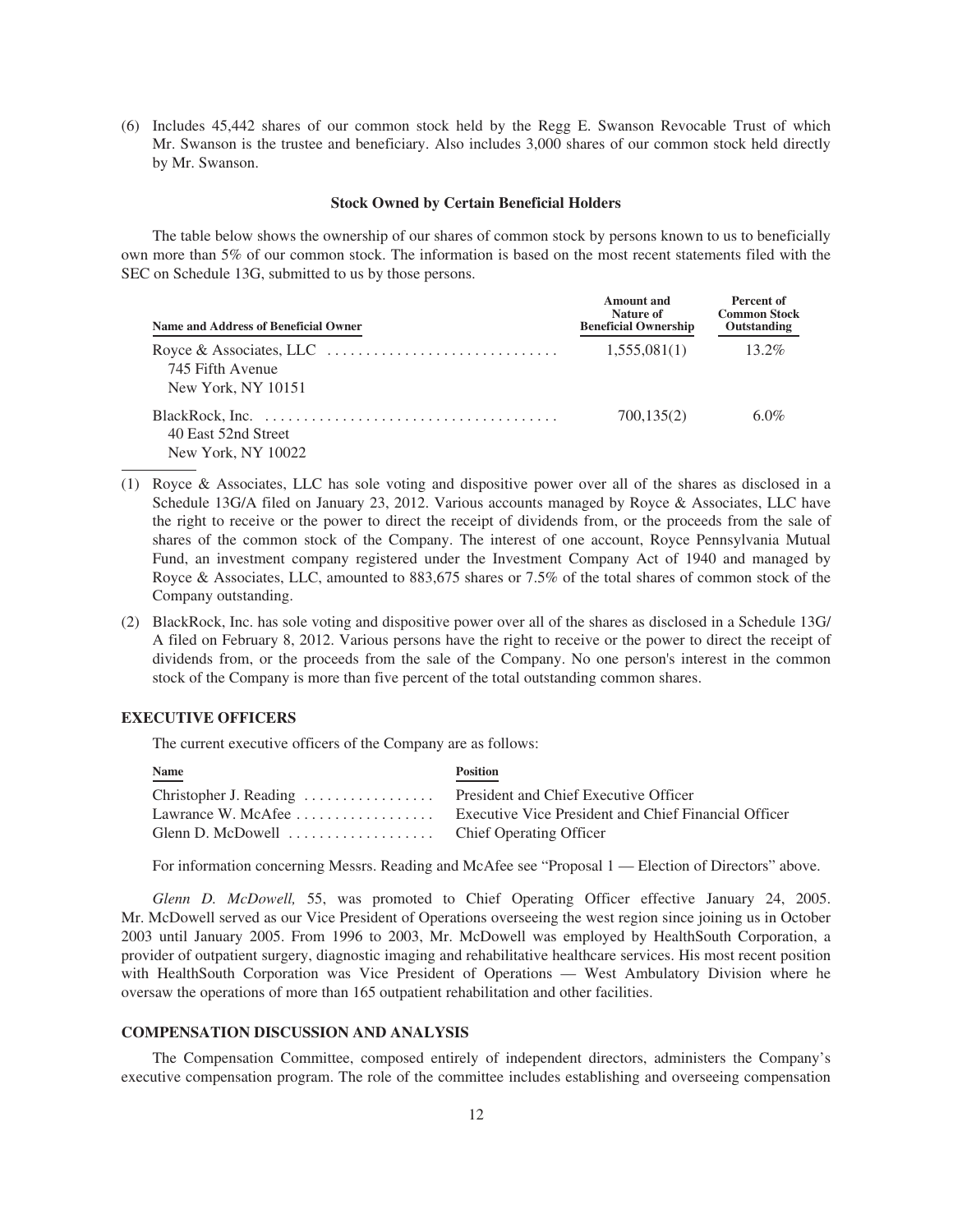(6) Includes 45,442 shares of our common stock held by the Regg E. Swanson Revocable Trust of which Mr. Swanson is the trustee and beneficiary. Also includes 3,000 shares of our common stock held directly by Mr. Swanson.

### Stock Owned by Certain Beneficial Holders

The table below shows the ownership of our shares of common stock by persons known to us to beneficially own more than 5% of our common stock. The information is based on the most recent statements filed with the SEC on Schedule 13G, submitted to us by those persons.

| Name and Address of Beneficial Owner | Amount and Nature of Beneficial Ownership | Percent of Common Stock Outstanding |
|---|---|---|
| Royce & Associates, LLC<br>745 Fifth Avenue<br>New York, NY 10151 | 1,555,081(1) | 13.2% |
| BlackRock, Inc.<br>40 East 52nd Street<br>New York, NY 10022 | 700,135(2) | 6.0% |

(1) Royce & Associates, LLC has sole voting and dispositive power over all of the shares as disclosed in a Schedule 13G/A filed on January 23, 2012. Various accounts managed by Royce & Associates, LLC have the right to receive or the power to direct the receipt of dividends from, or the proceeds from the sale of shares of the common stock of the Company. The interest of one account, Royce Pennsylvania Mutual Fund, an investment company registered under the Investment Company Act of 1940 and managed by Royce & Associates, LLC, amounted to 883,675 shares or 7.5% of the total shares of common stock of the Company outstanding.

(2) BlackRock, Inc. has sole voting and dispositive power over all of the shares as disclosed in a Schedule 13G/A filed on February 8, 2012. Various persons have the right to receive or the power to direct the receipt of dividends from, or the proceeds from the sale of the Company. No one person's interest in the common stock of the Company is more than five percent of the total outstanding common shares.

## EXECUTIVE OFFICERS

The current executive officers of the Company are as follows:

| Name | Position |
|---|---|
| Christopher J. Reading | President and Chief Executive Officer |
| Lawrance W. McAfee | Executive Vice President and Chief Financial Officer |
| Glenn D. McDowell | Chief Operating Officer |

For information concerning Messrs. Reading and McAfee see "Proposal 1 — Election of Directors" above.

*Glenn D. McDowell,* 55, was promoted to Chief Operating Officer effective January 24, 2005. Mr. McDowell served as our Vice President of Operations overseeing the west region since joining us in October 2003 until January 2005. From 1996 to 2003, Mr. McDowell was employed by HealthSouth Corporation, a provider of outpatient surgery, diagnostic imaging and rehabilitative healthcare services. His most recent position with HealthSouth Corporation was Vice President of Operations — West Ambulatory Division where he oversaw the operations of more than 165 outpatient rehabilitation and other facilities.

## COMPENSATION DISCUSSION AND ANALYSIS

The Compensation Committee, composed entirely of independent directors, administers the Company's executive compensation program. The role of the committee includes establishing and overseeing compensation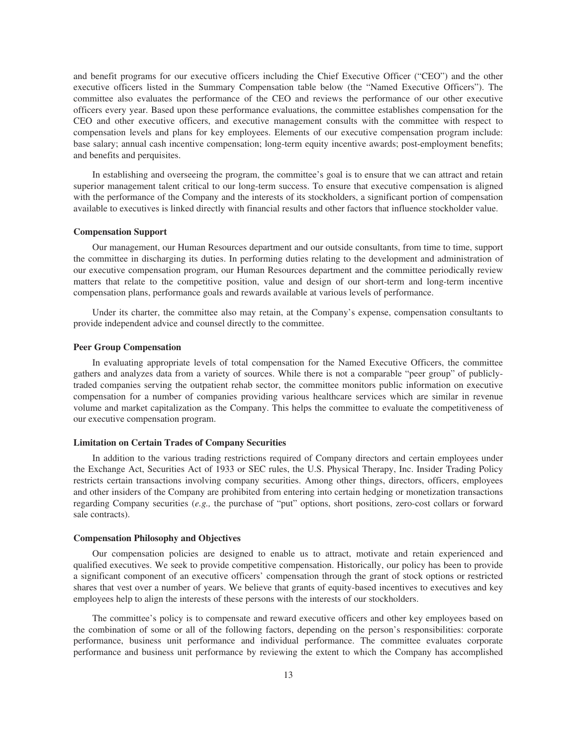and benefit programs for our executive officers including the Chief Executive Officer ("CEO") and the other executive officers listed in the Summary Compensation table below (the "Named Executive Officers"). The committee also evaluates the performance of the CEO and reviews the performance of our other executive officers every year. Based upon these performance evaluations, the committee establishes compensation for the CEO and other executive officers, and executive management consults with the committee with respect to compensation levels and plans for key employees. Elements of our executive compensation program include: base salary; annual cash incentive compensation; long-term equity incentive awards; post-employment benefits; and benefits and perquisites.

In establishing and overseeing the program, the committee's goal is to ensure that we can attract and retain superior management talent critical to our long-term success. To ensure that executive compensation is aligned with the performance of the Company and the interests of its stockholders, a significant portion of compensation available to executives is linked directly with financial results and other factors that influence stockholder value.

#### Compensation Support

Our management, our Human Resources department and our outside consultants, from time to time, support the committee in discharging its duties. In performing duties relating to the development and administration of our executive compensation program, our Human Resources department and the committee periodically review matters that relate to the competitive position, value and design of our short-term and long-term incentive compensation plans, performance goals and rewards available at various levels of performance.

Under its charter, the committee also may retain, at the Company's expense, compensation consultants to provide independent advice and counsel directly to the committee.

#### Peer Group Compensation

In evaluating appropriate levels of total compensation for the Named Executive Officers, the committee gathers and analyzes data from a variety of sources. While there is not a comparable "peer group" of publicly-traded companies serving the outpatient rehab sector, the committee monitors public information on executive compensation for a number of companies providing various healthcare services which are similar in revenue volume and market capitalization as the Company. This helps the committee to evaluate the competitiveness of our executive compensation program.

#### Limitation on Certain Trades of Company Securities

In addition to the various trading restrictions required of Company directors and certain employees under the Exchange Act, Securities Act of 1933 or SEC rules, the U.S. Physical Therapy, Inc. Insider Trading Policy restricts certain transactions involving company securities. Among other things, directors, officers, employees and other insiders of the Company are prohibited from entering into certain hedging or monetization transactions regarding Company securities (*e.g.,* the purchase of "put" options, short positions, zero-cost collars or forward sale contracts).

#### Compensation Philosophy and Objectives

Our compensation policies are designed to enable us to attract, motivate and retain experienced and qualified executives. We seek to provide competitive compensation. Historically, our policy has been to provide a significant component of an executive officers' compensation through the grant of stock options or restricted shares that vest over a number of years. We believe that grants of equity-based incentives to executives and key employees help to align the interests of these persons with the interests of our stockholders.

The committee's policy is to compensate and reward executive officers and other key employees based on the combination of some or all of the following factors, depending on the person's responsibilities: corporate performance, business unit performance and individual performance. The committee evaluates corporate performance and business unit performance by reviewing the extent to which the Company has accomplished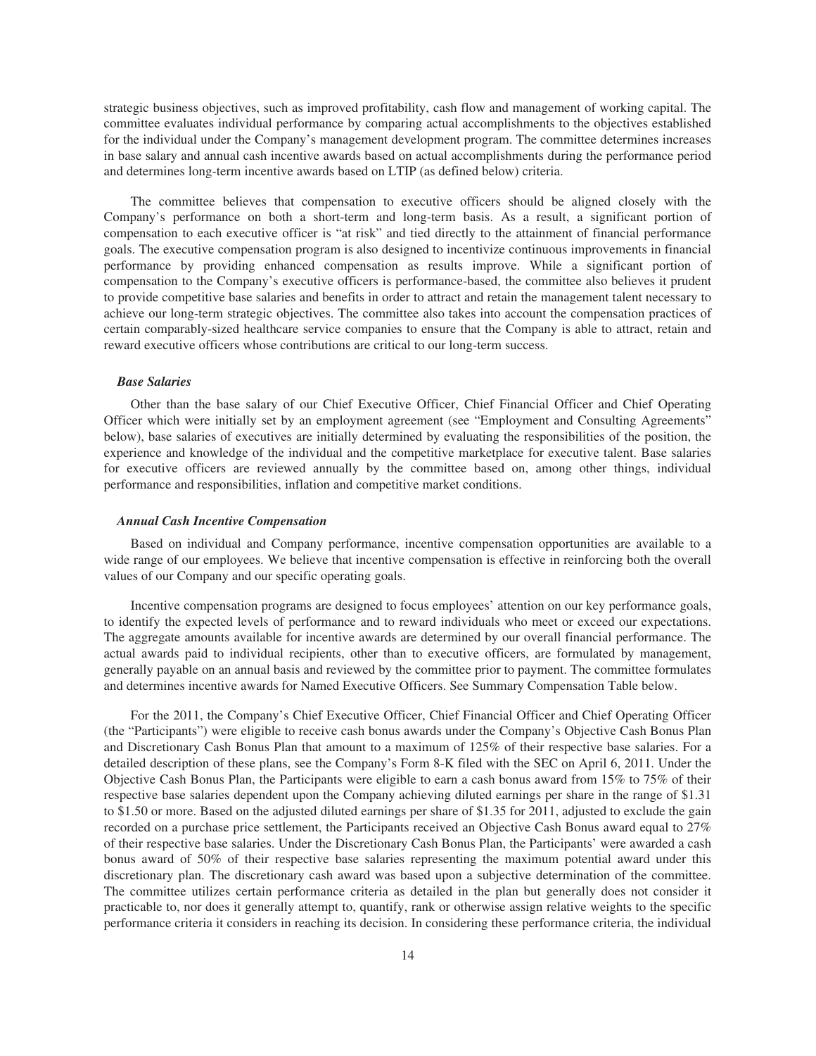strategic business objectives, such as improved profitability, cash flow and management of working capital. The committee evaluates individual performance by comparing actual accomplishments to the objectives established for the individual under the Company's management development program. The committee determines increases in base salary and annual cash incentive awards based on actual accomplishments during the performance period and determines long-term incentive awards based on LTIP (as defined below) criteria.

The committee believes that compensation to executive officers should be aligned closely with the Company's performance on both a short-term and long-term basis. As a result, a significant portion of compensation to each executive officer is "at risk" and tied directly to the attainment of financial performance goals. The executive compensation program is also designed to incentivize continuous improvements in financial performance by providing enhanced compensation as results improve. While a significant portion of compensation to the Company's executive officers is performance-based, the committee also believes it prudent to provide competitive base salaries and benefits in order to attract and retain the management talent necessary to achieve our long-term strategic objectives. The committee also takes into account the compensation practices of certain comparably-sized healthcare service companies to ensure that the Company is able to attract, retain and reward executive officers whose contributions are critical to our long-term success.

***Base Salaries***

Other than the base salary of our Chief Executive Officer, Chief Financial Officer and Chief Operating Officer which were initially set by an employment agreement (see "Employment and Consulting Agreements" below), base salaries of executives are initially determined by evaluating the responsibilities of the position, the experience and knowledge of the individual and the competitive marketplace for executive talent. Base salaries for executive officers are reviewed annually by the committee based on, among other things, individual performance and responsibilities, inflation and competitive market conditions.

***Annual Cash Incentive Compensation***

Based on individual and Company performance, incentive compensation opportunities are available to a wide range of our employees. We believe that incentive compensation is effective in reinforcing both the overall values of our Company and our specific operating goals.

Incentive compensation programs are designed to focus employees' attention on our key performance goals, to identify the expected levels of performance and to reward individuals who meet or exceed our expectations. The aggregate amounts available for incentive awards are determined by our overall financial performance. The actual awards paid to individual recipients, other than to executive officers, are formulated by management, generally payable on an annual basis and reviewed by the committee prior to payment. The committee formulates and determines incentive awards for Named Executive Officers. See Summary Compensation Table below.

For the 2011, the Company's Chief Executive Officer, Chief Financial Officer and Chief Operating Officer (the "Participants") were eligible to receive cash bonus awards under the Company's Objective Cash Bonus Plan and Discretionary Cash Bonus Plan that amount to a maximum of 125% of their respective base salaries. For a detailed description of these plans, see the Company's Form 8-K filed with the SEC on April 6, 2011. Under the Objective Cash Bonus Plan, the Participants were eligible to earn a cash bonus award from 15% to 75% of their respective base salaries dependent upon the Company achieving diluted earnings per share in the range of $1.31 to $1.50 or more. Based on the adjusted diluted earnings per share of $1.35 for 2011, adjusted to exclude the gain recorded on a purchase price settlement, the Participants received an Objective Cash Bonus award equal to 27% of their respective base salaries. Under the Discretionary Cash Bonus Plan, the Participants' were awarded a cash bonus award of 50% of their respective base salaries representing the maximum potential award under this discretionary plan. The discretionary cash award was based upon a subjective determination of the committee. The committee utilizes certain performance criteria as detailed in the plan but generally does not consider it practicable to, nor does it generally attempt to, quantify, rank or otherwise assign relative weights to the specific performance criteria it considers in reaching its decision. In considering these performance criteria, the individual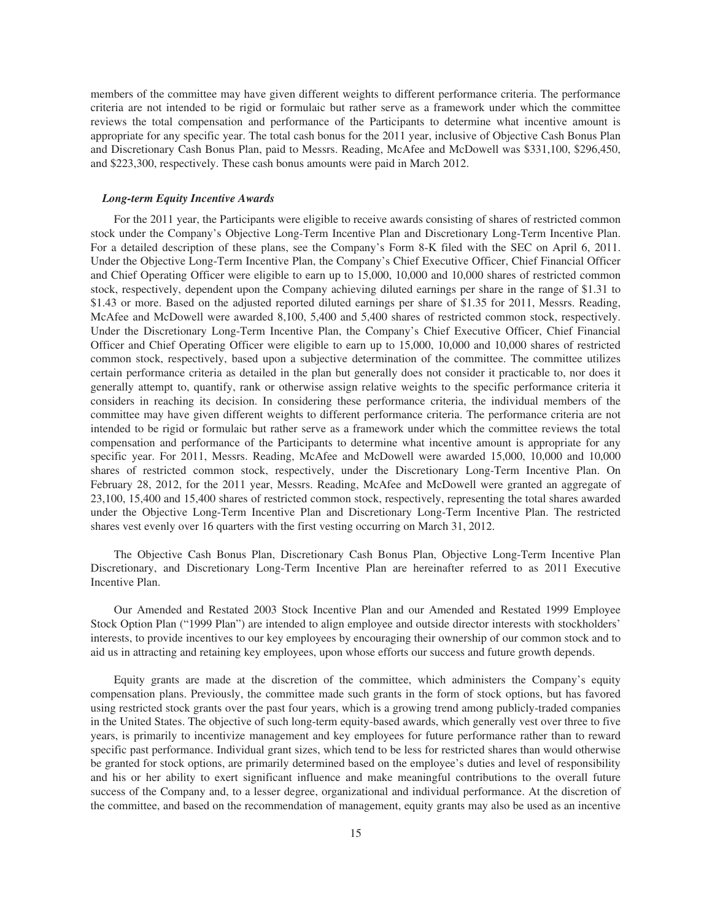members of the committee may have given different weights to different performance criteria. The performance criteria are not intended to be rigid or formulaic but rather serve as a framework under which the committee reviews the total compensation and performance of the Participants to determine what incentive amount is appropriate for any specific year. The total cash bonus for the 2011 year, inclusive of Objective Cash Bonus Plan and Discretionary Cash Bonus Plan, paid to Messrs. Reading, McAfee and McDowell was $331,100, $296,450, and $223,300, respectively. These cash bonus amounts were paid in March 2012.

***Long-term Equity Incentive Awards***

For the 2011 year, the Participants were eligible to receive awards consisting of shares of restricted common stock under the Company's Objective Long-Term Incentive Plan and Discretionary Long-Term Incentive Plan. For a detailed description of these plans, see the Company's Form 8-K filed with the SEC on April 6, 2011. Under the Objective Long-Term Incentive Plan, the Company's Chief Executive Officer, Chief Financial Officer and Chief Operating Officer were eligible to earn up to 15,000, 10,000 and 10,000 shares of restricted common stock, respectively, dependent upon the Company achieving diluted earnings per share in the range of $1.31 to $1.43 or more. Based on the adjusted reported diluted earnings per share of $1.35 for 2011, Messrs. Reading, McAfee and McDowell were awarded 8,100, 5,400 and 5,400 shares of restricted common stock, respectively. Under the Discretionary Long-Term Incentive Plan, the Company's Chief Executive Officer, Chief Financial Officer and Chief Operating Officer were eligible to earn up to 15,000, 10,000 and 10,000 shares of restricted common stock, respectively, based upon a subjective determination of the committee. The committee utilizes certain performance criteria as detailed in the plan but generally does not consider it practicable to, nor does it generally attempt to, quantify, rank or otherwise assign relative weights to the specific performance criteria it considers in reaching its decision. In considering these performance criteria, the individual members of the committee may have given different weights to different performance criteria. The performance criteria are not intended to be rigid or formulaic but rather serve as a framework under which the committee reviews the total compensation and performance of the Participants to determine what incentive amount is appropriate for any specific year. For 2011, Messrs. Reading, McAfee and McDowell were awarded 15,000, 10,000 and 10,000 shares of restricted common stock, respectively, under the Discretionary Long-Term Incentive Plan. On February 28, 2012, for the 2011 year, Messrs. Reading, McAfee and McDowell were granted an aggregate of 23,100, 15,400 and 15,400 shares of restricted common stock, respectively, representing the total shares awarded under the Objective Long-Term Incentive Plan and Discretionary Long-Term Incentive Plan. The restricted shares vest evenly over 16 quarters with the first vesting occurring on March 31, 2012.

The Objective Cash Bonus Plan, Discretionary Cash Bonus Plan, Objective Long-Term Incentive Plan Discretionary, and Discretionary Long-Term Incentive Plan are hereinafter referred to as 2011 Executive Incentive Plan.

Our Amended and Restated 2003 Stock Incentive Plan and our Amended and Restated 1999 Employee Stock Option Plan ("1999 Plan") are intended to align employee and outside director interests with stockholders' interests, to provide incentives to our key employees by encouraging their ownership of our common stock and to aid us in attracting and retaining key employees, upon whose efforts our success and future growth depends.

Equity grants are made at the discretion of the committee, which administers the Company's equity compensation plans. Previously, the committee made such grants in the form of stock options, but has favored using restricted stock grants over the past four years, which is a growing trend among publicly-traded companies in the United States. The objective of such long-term equity-based awards, which generally vest over three to five years, is primarily to incentivize management and key employees for future performance rather than to reward specific past performance. Individual grant sizes, which tend to be less for restricted shares than would otherwise be granted for stock options, are primarily determined based on the employee's duties and level of responsibility and his or her ability to exert significant influence and make meaningful contributions to the overall future success of the Company and, to a lesser degree, organizational and individual performance. At the discretion of the committee, and based on the recommendation of management, equity grants may also be used as an incentive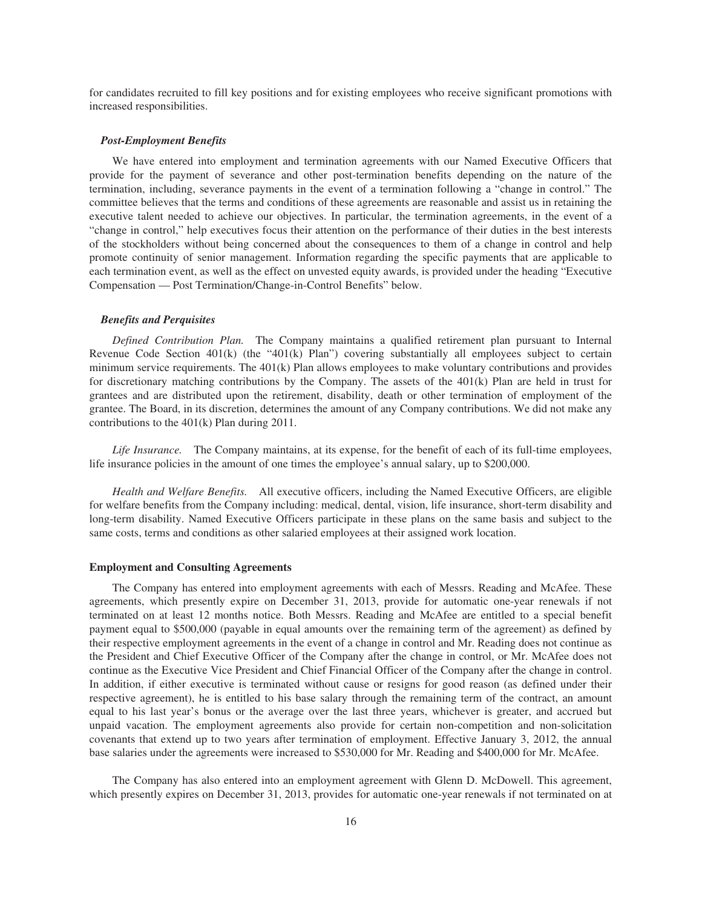for candidates recruited to fill key positions and for existing employees who receive significant promotions with increased responsibilities.

### *Post-Employment Benefits*

We have entered into employment and termination agreements with our Named Executive Officers that provide for the payment of severance and other post-termination benefits depending on the nature of the termination, including, severance payments in the event of a termination following a "change in control." The committee believes that the terms and conditions of these agreements are reasonable and assist us in retaining the executive talent needed to achieve our objectives. In particular, the termination agreements, in the event of a "change in control," help executives focus their attention on the performance of their duties in the best interests of the stockholders without being concerned about the consequences to them of a change in control and help promote continuity of senior management. Information regarding the specific payments that are applicable to each termination event, as well as the effect on unvested equity awards, is provided under the heading "Executive Compensation — Post Termination/Change-in-Control Benefits" below.

### *Benefits and Perquisites*

*Defined Contribution Plan.* The Company maintains a qualified retirement plan pursuant to Internal Revenue Code Section 401(k) (the "401(k) Plan") covering substantially all employees subject to certain minimum service requirements. The 401(k) Plan allows employees to make voluntary contributions and provides for discretionary matching contributions by the Company. The assets of the 401(k) Plan are held in trust for grantees and are distributed upon the retirement, disability, death or other termination of employment of the grantee. The Board, in its discretion, determines the amount of any Company contributions. We did not make any contributions to the 401(k) Plan during 2011.

*Life Insurance.* The Company maintains, at its expense, for the benefit of each of its full-time employees, life insurance policies in the amount of one times the employee's annual salary, up to $200,000.

*Health and Welfare Benefits.* All executive officers, including the Named Executive Officers, are eligible for welfare benefits from the Company including: medical, dental, vision, life insurance, short-term disability and long-term disability. Named Executive Officers participate in these plans on the same basis and subject to the same costs, terms and conditions as other salaried employees at their assigned work location.

## Employment and Consulting Agreements

The Company has entered into employment agreements with each of Messrs. Reading and McAfee. These agreements, which presently expire on December 31, 2013, provide for automatic one-year renewals if not terminated on at least 12 months notice. Both Messrs. Reading and McAfee are entitled to a special benefit payment equal to $500,000 (payable in equal amounts over the remaining term of the agreement) as defined by their respective employment agreements in the event of a change in control and Mr. Reading does not continue as the President and Chief Executive Officer of the Company after the change in control, or Mr. McAfee does not continue as the Executive Vice President and Chief Financial Officer of the Company after the change in control. In addition, if either executive is terminated without cause or resigns for good reason (as defined under their respective agreement), he is entitled to his base salary through the remaining term of the contract, an amount equal to his last year's bonus or the average over the last three years, whichever is greater, and accrued but unpaid vacation. The employment agreements also provide for certain non-competition and non-solicitation covenants that extend up to two years after termination of employment. Effective January 3, 2012, the annual base salaries under the agreements were increased to $530,000 for Mr. Reading and $400,000 for Mr. McAfee.

The Company has also entered into an employment agreement with Glenn D. McDowell. This agreement, which presently expires on December 31, 2013, provides for automatic one-year renewals if not terminated on at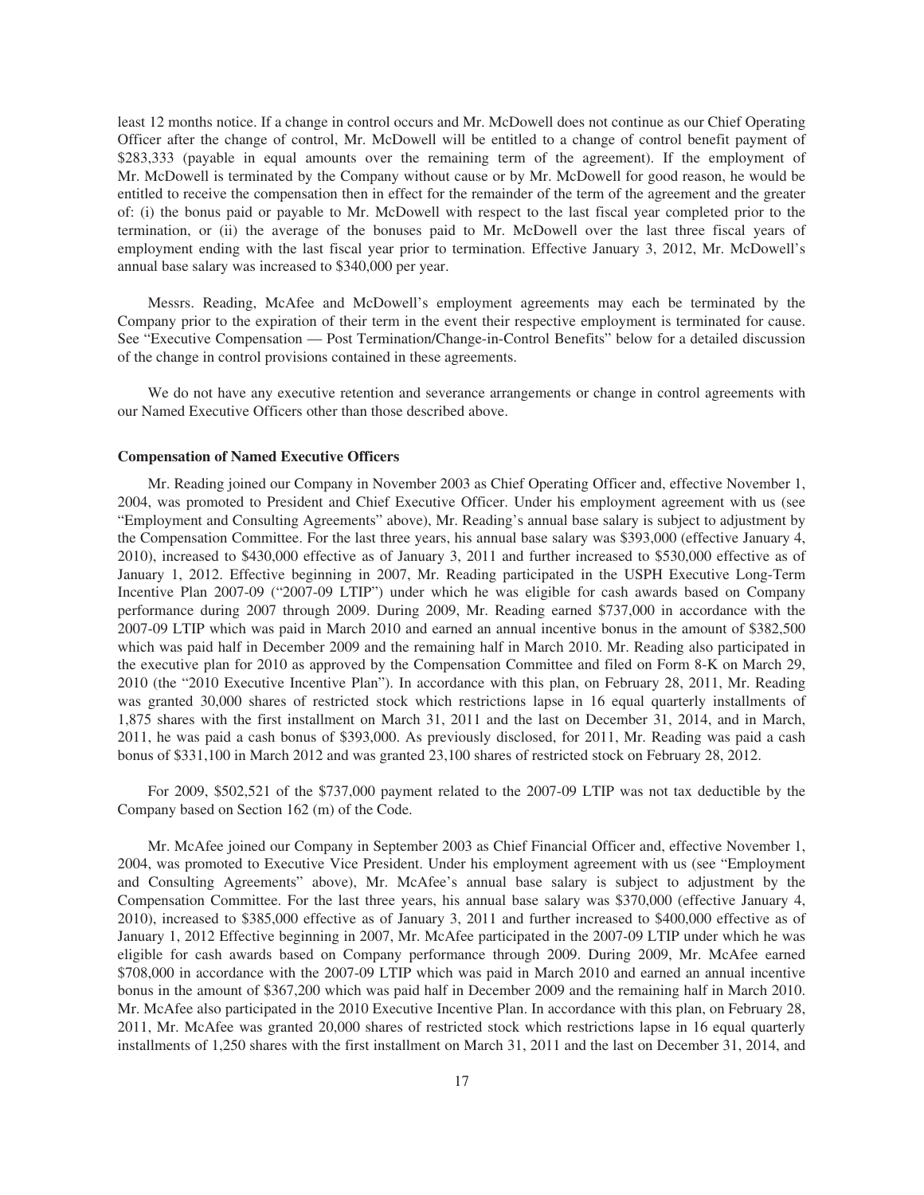least 12 months notice. If a change in control occurs and Mr. McDowell does not continue as our Chief Operating Officer after the change of control, Mr. McDowell will be entitled to a change of control benefit payment of $283,333 (payable in equal amounts over the remaining term of the agreement). If the employment of Mr. McDowell is terminated by the Company without cause or by Mr. McDowell for good reason, he would be entitled to receive the compensation then in effect for the remainder of the term of the agreement and the greater of: (i) the bonus paid or payable to Mr. McDowell with respect to the last fiscal year completed prior to the termination, or (ii) the average of the bonuses paid to Mr. McDowell over the last three fiscal years of employment ending with the last fiscal year prior to termination. Effective January 3, 2012, Mr. McDowell's annual base salary was increased to $340,000 per year.

Messrs. Reading, McAfee and McDowell's employment agreements may each be terminated by the Company prior to the expiration of their term in the event their respective employment is terminated for cause. See "Executive Compensation — Post Termination/Change-in-Control Benefits" below for a detailed discussion of the change in control provisions contained in these agreements.

We do not have any executive retention and severance arrangements or change in control agreements with our Named Executive Officers other than those described above.

**Compensation of Named Executive Officers**

Mr. Reading joined our Company in November 2003 as Chief Operating Officer and, effective November 1, 2004, was promoted to President and Chief Executive Officer. Under his employment agreement with us (see "Employment and Consulting Agreements" above), Mr. Reading's annual base salary is subject to adjustment by the Compensation Committee. For the last three years, his annual base salary was $393,000 (effective January 4, 2010), increased to $430,000 effective as of January 3, 2011 and further increased to $530,000 effective as of January 1, 2012. Effective beginning in 2007, Mr. Reading participated in the USPH Executive Long-Term Incentive Plan 2007-09 ("2007-09 LTIP") under which he was eligible for cash awards based on Company performance during 2007 through 2009. During 2009, Mr. Reading earned $737,000 in accordance with the 2007-09 LTIP which was paid in March 2010 and earned an annual incentive bonus in the amount of $382,500 which was paid half in December 2009 and the remaining half in March 2010. Mr. Reading also participated in the executive plan for 2010 as approved by the Compensation Committee and filed on Form 8-K on March 29, 2010 (the "2010 Executive Incentive Plan"). In accordance with this plan, on February 28, 2011, Mr. Reading was granted 30,000 shares of restricted stock which restrictions lapse in 16 equal quarterly installments of 1,875 shares with the first installment on March 31, 2011 and the last on December 31, 2014, and in March, 2011, he was paid a cash bonus of $393,000. As previously disclosed, for 2011, Mr. Reading was paid a cash bonus of $331,100 in March 2012 and was granted 23,100 shares of restricted stock on February 28, 2012.

For 2009, $502,521 of the $737,000 payment related to the 2007-09 LTIP was not tax deductible by the Company based on Section 162 (m) of the Code.

Mr. McAfee joined our Company in September 2003 as Chief Financial Officer and, effective November 1, 2004, was promoted to Executive Vice President. Under his employment agreement with us (see "Employment and Consulting Agreements" above), Mr. McAfee's annual base salary is subject to adjustment by the Compensation Committee. For the last three years, his annual base salary was $370,000 (effective January 4, 2010), increased to $385,000 effective as of January 3, 2011 and further increased to $400,000 effective as of January 1, 2012 Effective beginning in 2007, Mr. McAfee participated in the 2007-09 LTIP under which he was eligible for cash awards based on Company performance through 2009. During 2009, Mr. McAfee earned $708,000 in accordance with the 2007-09 LTIP which was paid in March 2010 and earned an annual incentive bonus in the amount of $367,200 which was paid half in December 2009 and the remaining half in March 2010. Mr. McAfee also participated in the 2010 Executive Incentive Plan. In accordance with this plan, on February 28, 2011, Mr. McAfee was granted 20,000 shares of restricted stock which restrictions lapse in 16 equal quarterly installments of 1,250 shares with the first installment on March 31, 2011 and the last on December 31, 2014, and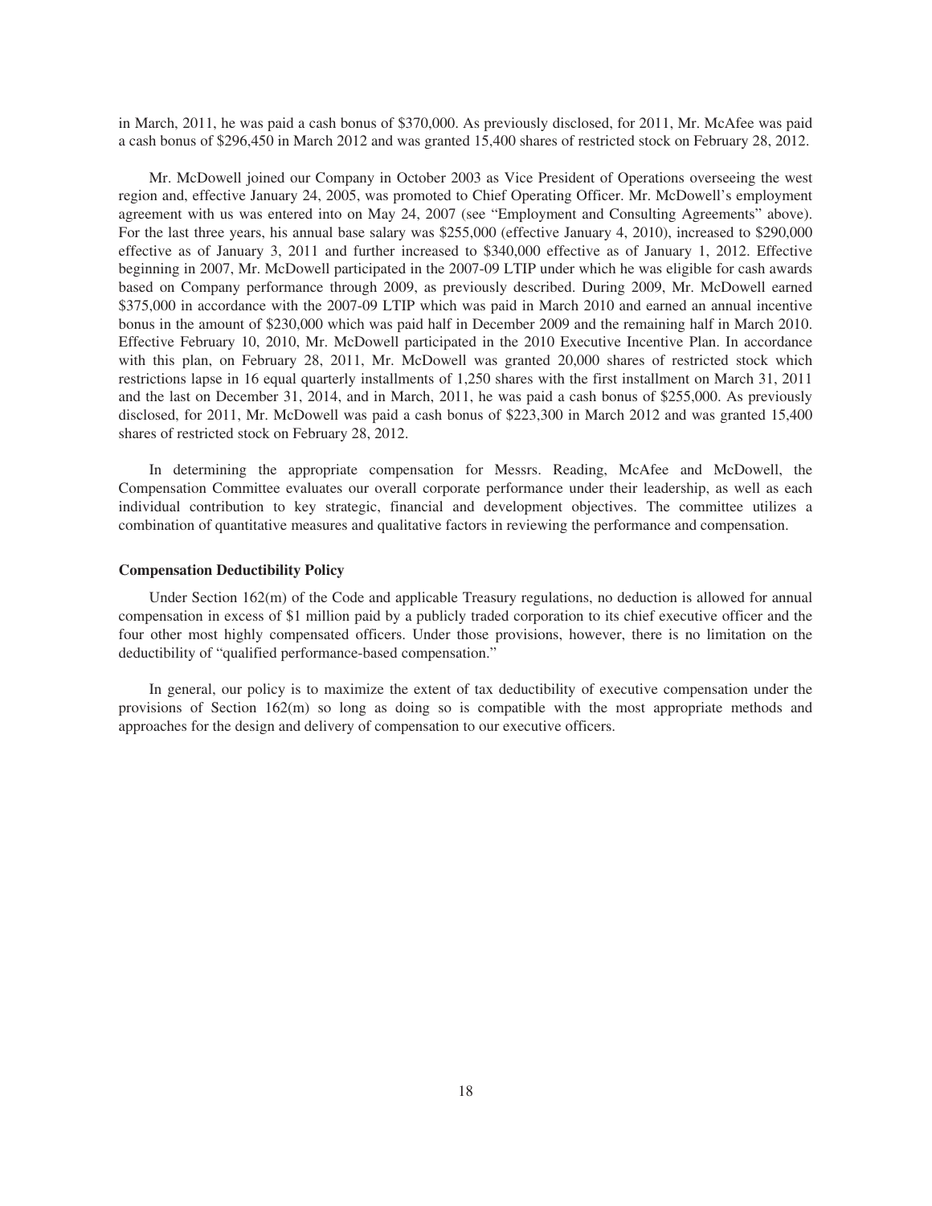in March, 2011, he was paid a cash bonus of $370,000. As previously disclosed, for 2011, Mr. McAfee was paid a cash bonus of $296,450 in March 2012 and was granted 15,400 shares of restricted stock on February 28, 2012.

Mr. McDowell joined our Company in October 2003 as Vice President of Operations overseeing the west region and, effective January 24, 2005, was promoted to Chief Operating Officer. Mr. McDowell's employment agreement with us was entered into on May 24, 2007 (see "Employment and Consulting Agreements" above). For the last three years, his annual base salary was $255,000 (effective January 4, 2010), increased to $290,000 effective as of January 3, 2011 and further increased to $340,000 effective as of January 1, 2012. Effective beginning in 2007, Mr. McDowell participated in the 2007-09 LTIP under which he was eligible for cash awards based on Company performance through 2009, as previously described. During 2009, Mr. McDowell earned $375,000 in accordance with the 2007-09 LTIP which was paid in March 2010 and earned an annual incentive bonus in the amount of $230,000 which was paid half in December 2009 and the remaining half in March 2010. Effective February 10, 2010, Mr. McDowell participated in the 2010 Executive Incentive Plan. In accordance with this plan, on February 28, 2011, Mr. McDowell was granted 20,000 shares of restricted stock which restrictions lapse in 16 equal quarterly installments of 1,250 shares with the first installment on March 31, 2011 and the last on December 31, 2014, and in March, 2011, he was paid a cash bonus of $255,000. As previously disclosed, for 2011, Mr. McDowell was paid a cash bonus of $223,300 in March 2012 and was granted 15,400 shares of restricted stock on February 28, 2012.

In determining the appropriate compensation for Messrs. Reading, McAfee and McDowell, the Compensation Committee evaluates our overall corporate performance under their leadership, as well as each individual contribution to key strategic, financial and development objectives. The committee utilizes a combination of quantitative measures and qualitative factors in reviewing the performance and compensation.

**Compensation Deductibility Policy**

Under Section 162(m) of the Code and applicable Treasury regulations, no deduction is allowed for annual compensation in excess of $1 million paid by a publicly traded corporation to its chief executive officer and the four other most highly compensated officers. Under those provisions, however, there is no limitation on the deductibility of "qualified performance-based compensation."

In general, our policy is to maximize the extent of tax deductibility of executive compensation under the provisions of Section 162(m) so long as doing so is compatible with the most appropriate methods and approaches for the design and delivery of compensation to our executive officers.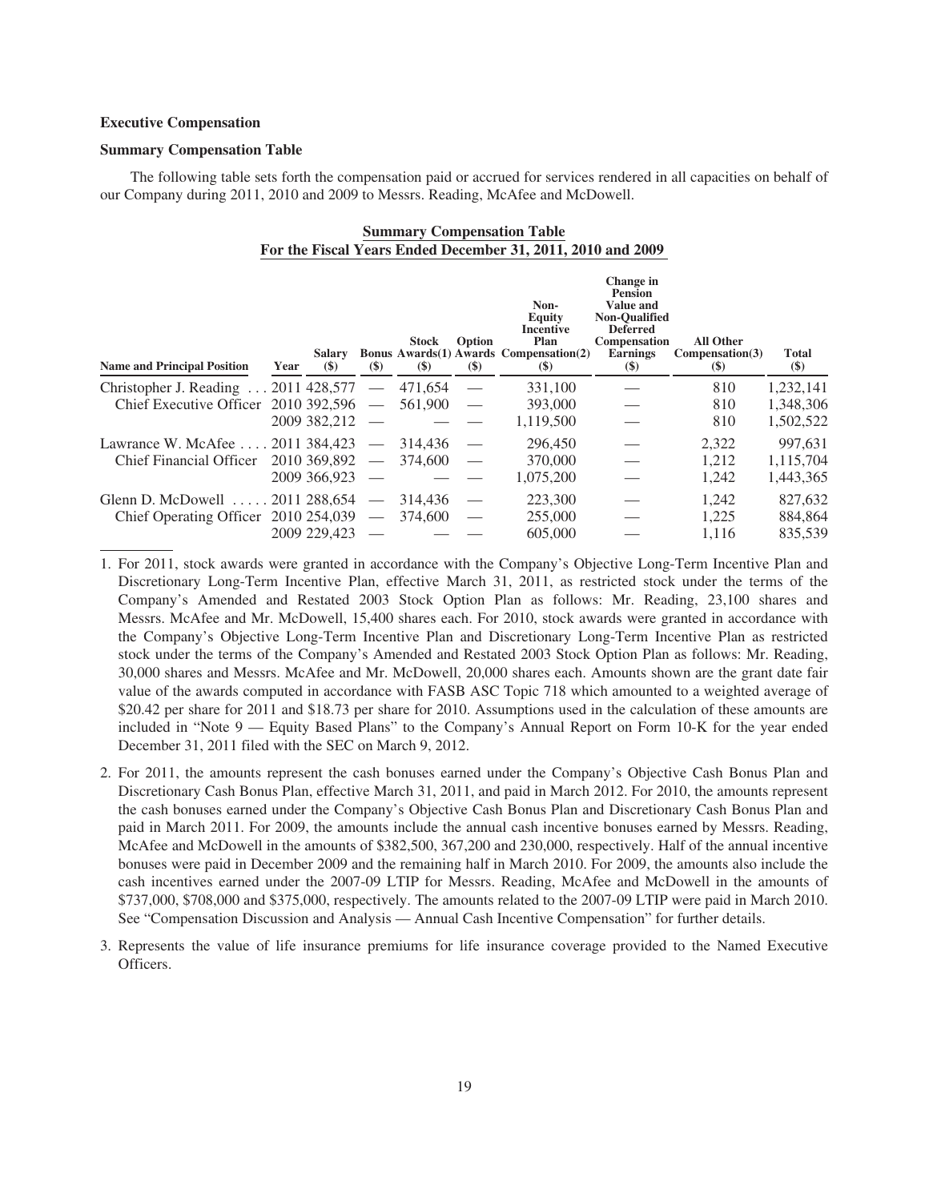**Executive Compensation**

**Summary Compensation Table**

The following table sets forth the compensation paid or accrued for services rendered in all capacities on behalf of our Company during 2011, 2010 and 2009 to Messrs. Reading, McAfee and McDowell.

**Summary Compensation Table**
**For the Fiscal Years Ended December 31, 2011, 2010 and 2009**

| Name and Principal Position | Year | Salary ($) | Bonus ($) | Stock Awards(1) ($) | Option Awards ($) | Non-Equity Incentive Plan Compensation(2) ($) | Change in Pension Value and Non-Qualified Deferred Compensation Earnings ($) | All Other Compensation(3) ($) | Total ($) |
|---|---|---|---|---|---|---|---|---|---|
| Christopher J. Reading | 2011 | 428,577 | — | 471,654 | — | 331,100 | — | 810 | 1,232,141 |
| Chief Executive Officer | 2010 | 392,596 | — | 561,900 | — | 393,000 | — | 810 | 1,348,306 |
| | 2009 | 382,212 | — | — | — | 1,119,500 | — | 810 | 1,502,522 |
| Lawrance W. McAfee | 2011 | 384,423 | — | 314,436 | — | 296,450 | — | 2,322 | 997,631 |
| Chief Financial Officer | 2010 | 369,892 | — | 374,600 | — | 370,000 | — | 1,212 | 1,115,704 |
| | 2009 | 366,923 | — | — | — | 1,075,200 | — | 1,242 | 1,443,365 |
| Glenn D. McDowell | 2011 | 288,654 | — | 314,436 | — | 223,300 | — | 1,242 | 827,632 |
| Chief Operating Officer | 2010 | 254,039 | — | 374,600 | — | 255,000 | — | 1,225 | 884,864 |
| | 2009 | 229,423 | — | — | — | 605,000 | — | 1,116 | 835,539 |

1. For 2011, stock awards were granted in accordance with the Company's Objective Long-Term Incentive Plan and Discretionary Long-Term Incentive Plan, effective March 31, 2011, as restricted stock under the terms of the Company's Amended and Restated 2003 Stock Option Plan as follows: Mr. Reading, 23,100 shares and Messrs. McAfee and Mr. McDowell, 15,400 shares each. For 2010, stock awards were granted in accordance with the Company's Objective Long-Term Incentive Plan and Discretionary Long-Term Incentive Plan as restricted stock under the terms of the Company's Amended and Restated 2003 Stock Option Plan as follows: Mr. Reading, 30,000 shares and Messrs. McAfee and Mr. McDowell, 20,000 shares each. Amounts shown are the grant date fair value of the awards computed in accordance with FASB ASC Topic 718 which amounted to a weighted average of \$20.42 per share for 2011 and \$18.73 per share for 2010. Assumptions used in the calculation of these amounts are included in "Note 9 — Equity Based Plans" to the Company's Annual Report on Form 10-K for the year ended December 31, 2011 filed with the SEC on March 9, 2012.

2. For 2011, the amounts represent the cash bonuses earned under the Company's Objective Cash Bonus Plan and Discretionary Cash Bonus Plan, effective March 31, 2011, and paid in March 2012. For 2010, the amounts represent the cash bonuses earned under the Company's Objective Cash Bonus Plan and Discretionary Cash Bonus Plan and paid in March 2011. For 2009, the amounts include the annual cash incentive bonuses earned by Messrs. Reading, McAfee and McDowell in the amounts of \$382,500, 367,200 and 230,000, respectively. Half of the annual incentive bonuses were paid in December 2009 and the remaining half in March 2010. For 2009, the amounts also include the cash incentives earned under the 2007-09 LTIP for Messrs. Reading, McAfee and McDowell in the amounts of \$737,000, \$708,000 and \$375,000, respectively. The amounts related to the 2007-09 LTIP were paid in March 2010. See "Compensation Discussion and Analysis — Annual Cash Incentive Compensation" for further details.

3. Represents the value of life insurance premiums for life insurance coverage provided to the Named Executive Officers.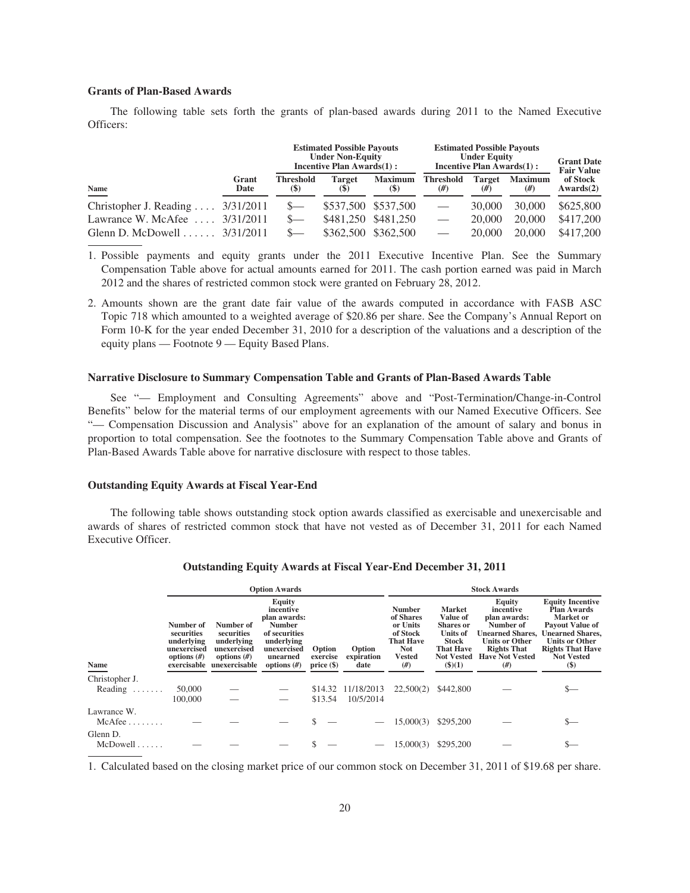### Grants of Plan-Based Awards

The following table sets forth the grants of plan-based awards during 2011 to the Named Executive Officers:

| Name | Grant Date | Estimated Possible Payouts Under Non-Equity Incentive Plan Awards(1): Threshold ($) | Target ($) | Maximum ($) | Estimated Possible Payouts Under Equity Incentive Plan Awards(1): Threshold (#) | Target (#) | Maximum (#) | Grant Date Fair Value of Stock Awards(2) |
|---|---|---|---|---|---|---|---|---|
| Christopher J. Reading | 3/31/2011 | $— | $537,500 | $537,500 | — | 30,000 | 30,000 | $625,800 |
| Lawrance W. McAfee | 3/31/2011 | $— | $481,250 | $481,250 | — | 20,000 | 20,000 | $417,200 |
| Glenn D. McDowell | 3/31/2011 | $— | $362,500 | $362,500 | — | 20,000 | 20,000 | $417,200 |

1. Possible payments and equity grants under the 2011 Executive Incentive Plan. See the Summary Compensation Table above for actual amounts earned for 2011. The cash portion earned was paid in March 2012 and the shares of restricted common stock were granted on February 28, 2012.

2. Amounts shown are the grant date fair value of the awards computed in accordance with FASB ASC Topic 718 which amounted to a weighted average of $20.86 per share. See the Company's Annual Report on Form 10-K for the year ended December 31, 2010 for a description of the valuations and a description of the equity plans — Footnote 9 — Equity Based Plans.

### Narrative Disclosure to Summary Compensation Table and Grants of Plan-Based Awards Table

See "— Employment and Consulting Agreements" above and "Post-Termination/Change-in-Control Benefits" below for the material terms of our employment agreements with our Named Executive Officers. See "— Compensation Discussion and Analysis" above for an explanation of the amount of salary and bonus in proportion to total compensation. See the footnotes to the Summary Compensation Table above and Grants of Plan-Based Awards Table above for narrative disclosure with respect to those tables.

### Outstanding Equity Awards at Fiscal Year-End

The following table shows outstanding stock option awards classified as exercisable and unexercisable and awards of shares of restricted common stock that have not vested as of December 31, 2011 for each Named Executive Officer.

**Outstanding Equity Awards at Fiscal Year-End December 31, 2011**

| | Option Awards | | | | | Stock Awards | | | |
|---|---|---|---|---|---|---|---|---|---|
| Name | Number of securities underlying unexercised options (#) exercisable | Number of securities underlying unexercised options (#) unexercisable | Equity incentive plan awards: Number of securities underlying unexercised unearned options (#) | Option exercise price ($) | Option expiration date | Number of Shares or Units of Stock That Have Not Vested (#) | Market Value of Shares or Units of Stock That Have Not Vested ($)(1) | Equity incentive plan awards: Number of Unearned Shares, Units or Other Rights That Have Not Vested (#) | Equity Incentive Plan Awards Market or Payout Value of Unearned Shares, Units or Other Rights That Have Not Vested ($) |
| Christopher J. Reading | 50,000 | — | — | $14.32 | 11/18/2013 | 22,500(2) | $442,800 | — | $— |
| | 100,000 | — | — | $13.54 | 10/5/2014 | | | | |
| Lawrance W. McAfee | — | — | — | $ — | — | 15,000(3) | $295,200 | — | $— |
| Glenn D. McDowell | — | — | — | $ — | — | 15,000(3) | $295,200 | — | $— |

1. Calculated based on the closing market price of our common stock on December 31, 2011 of $19.68 per share.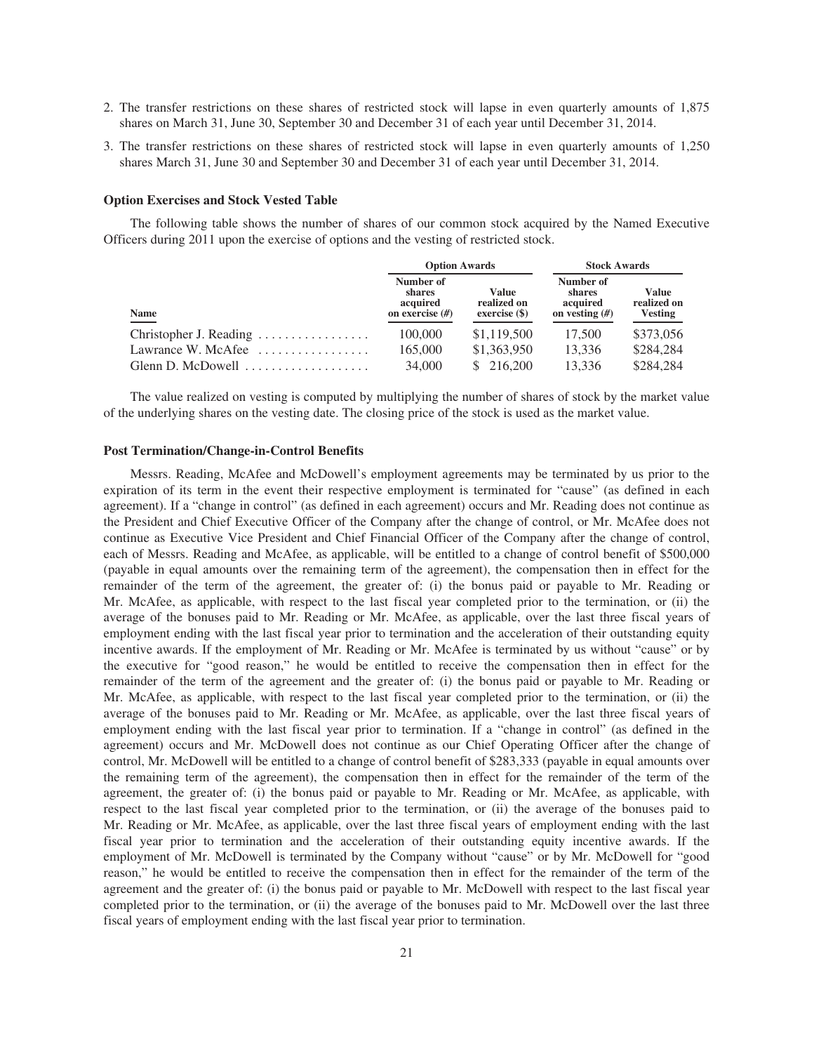2. The transfer restrictions on these shares of restricted stock will lapse in even quarterly amounts of 1,875 shares on March 31, June 30, September 30 and December 31 of each year until December 31, 2014.

3. The transfer restrictions on these shares of restricted stock will lapse in even quarterly amounts of 1,250 shares March 31, June 30 and September 30 and December 31 of each year until December 31, 2014.

### Option Exercises and Stock Vested Table

The following table shows the number of shares of our common stock acquired by the Named Executive Officers during 2011 upon the exercise of options and the vesting of restricted stock.

| | Option Awards | | Stock Awards | |
|---|---|---|---|---|
| Name | Number of shares acquired on exercise (#) | Value realized on exercise ($) | Number of shares acquired on vesting (#) | Value realized on Vesting |
| Christopher J. Reading | 100,000 | $1,119,500 | 17,500 | $373,056 |
| Lawrance W. McAfee | 165,000 | $1,363,950 | 13,336 | $284,284 |
| Glenn D. McDowell | 34,000 | $ 216,200 | 13,336 | $284,284 |

The value realized on vesting is computed by multiplying the number of shares of stock by the market value of the underlying shares on the vesting date. The closing price of the stock is used as the market value.

### Post Termination/Change-in-Control Benefits

Messrs. Reading, McAfee and McDowell's employment agreements may be terminated by us prior to the expiration of its term in the event their respective employment is terminated for "cause" (as defined in each agreement). If a "change in control" (as defined in each agreement) occurs and Mr. Reading does not continue as the President and Chief Executive Officer of the Company after the change of control, or Mr. McAfee does not continue as Executive Vice President and Chief Financial Officer of the Company after the change of control, each of Messrs. Reading and McAfee, as applicable, will be entitled to a change of control benefit of $500,000 (payable in equal amounts over the remaining term of the agreement), the compensation then in effect for the remainder of the term of the agreement, the greater of: (i) the bonus paid or payable to Mr. Reading or Mr. McAfee, as applicable, with respect to the last fiscal year completed prior to the termination, or (ii) the average of the bonuses paid to Mr. Reading or Mr. McAfee, as applicable, over the last three fiscal years of employment ending with the last fiscal year prior to termination and the acceleration of their outstanding equity incentive awards. If the employment of Mr. Reading or Mr. McAfee is terminated by us without "cause" or by the executive for "good reason," he would be entitled to receive the compensation then in effect for the remainder of the term of the agreement and the greater of: (i) the bonus paid or payable to Mr. Reading or Mr. McAfee, as applicable, with respect to the last fiscal year completed prior to the termination, or (ii) the average of the bonuses paid to Mr. Reading or Mr. McAfee, as applicable, over the last three fiscal years of employment ending with the last fiscal year prior to termination. If a "change in control" (as defined in the agreement) occurs and Mr. McDowell does not continue as our Chief Operating Officer after the change of control, Mr. McDowell will be entitled to a change of control benefit of $283,333 (payable in equal amounts over the remaining term of the agreement), the compensation then in effect for the remainder of the term of the agreement, the greater of: (i) the bonus paid or payable to Mr. Reading or Mr. McAfee, as applicable, with respect to the last fiscal year completed prior to the termination, or (ii) the average of the bonuses paid to Mr. Reading or Mr. McAfee, as applicable, over the last three fiscal years of employment ending with the last fiscal year prior to termination and the acceleration of their outstanding equity incentive awards. If the employment of Mr. McDowell is terminated by the Company without "cause" or by Mr. McDowell for "good reason," he would be entitled to receive the compensation then in effect for the remainder of the term of the agreement and the greater of: (i) the bonus paid or payable to Mr. McDowell with respect to the last fiscal year completed prior to the termination, or (ii) the average of the bonuses paid to Mr. McDowell over the last three fiscal years of employment ending with the last fiscal year prior to termination.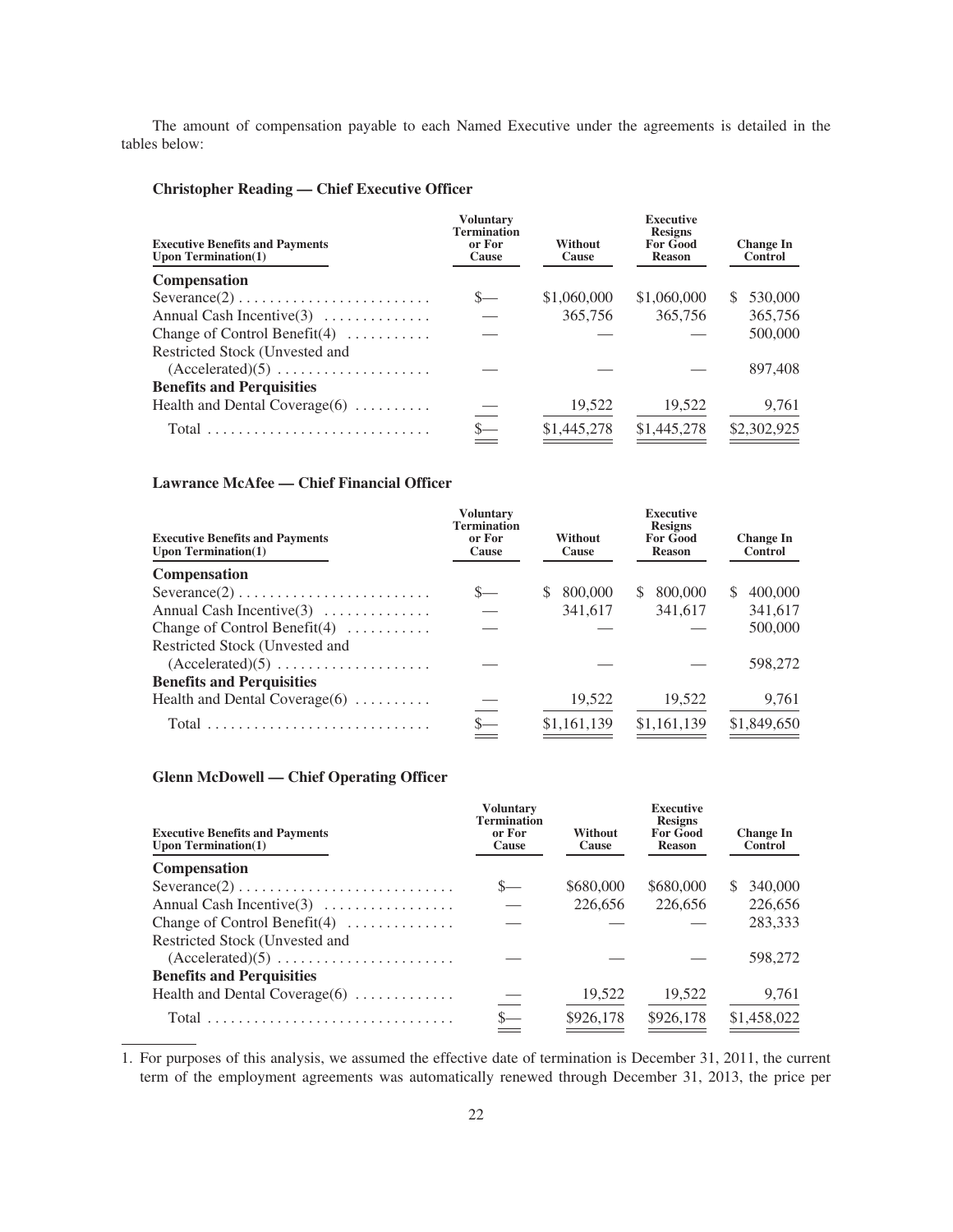The amount of compensation payable to each Named Executive under the agreements is detailed in the tables below:

**Christopher Reading — Chief Executive Officer**

| Executive Benefits and Payments Upon Termination(1) | Voluntary Termination or For Cause | Without Cause | Executive Resigns For Good Reason | Change In Control |
|---|---|---|---|---|
| **Compensation** | | | | |
| Severance(2) | $— | $1,060,000 | $1,060,000 | $ 530,000 |
| Annual Cash Incentive(3) | — | 365,756 | 365,756 | 365,756 |
| Change of Control Benefit(4) | — | — | — | 500,000 |
| Restricted Stock (Unvested and (Accelerated)(5) | — | — | — | 897,408 |
| **Benefits and Perquisities** | | | | |
| Health and Dental Coverage(6) | — | 19,522 | 19,522 | 9,761 |
| Total | $— | $1,445,278 | $1,445,278 | $2,302,925 |

**Lawrance McAfee — Chief Financial Officer**

| Executive Benefits and Payments Upon Termination(1) | Voluntary Termination or For Cause | Without Cause | Executive Resigns For Good Reason | Change In Control |
|---|---|---|---|---|
| **Compensation** | | | | |
| Severance(2) | $— | $ 800,000 | $ 800,000 | $ 400,000 |
| Annual Cash Incentive(3) | — | 341,617 | 341,617 | 341,617 |
| Change of Control Benefit(4) | — | — | — | 500,000 |
| Restricted Stock (Unvested and (Accelerated)(5) | — | — | — | 598,272 |
| **Benefits and Perquisities** | | | | |
| Health and Dental Coverage(6) | — | 19,522 | 19,522 | 9,761 |
| Total | $— | $1,161,139 | $1,161,139 | $1,849,650 |

**Glenn McDowell — Chief Operating Officer**

| Executive Benefits and Payments Upon Termination(1) | Voluntary Termination or For Cause | Without Cause | Executive Resigns For Good Reason | Change In Control |
|---|---|---|---|---|
| **Compensation** | | | | |
| Severance(2) | $— | $680,000 | $680,000 | $ 340,000 |
| Annual Cash Incentive(3) | — | 226,656 | 226,656 | 226,656 |
| Change of Control Benefit(4) | — | — | — | 283,333 |
| Restricted Stock (Unvested and (Accelerated)(5) | — | — | — | 598,272 |
| **Benefits and Perquisities** | | | | |
| Health and Dental Coverage(6) | — | 19,522 | 19,522 | 9,761 |
| Total | $— | $926,178 | $926,178 | $1,458,022 |

1. For purposes of this analysis, we assumed the effective date of termination is December 31, 2011, the current term of the employment agreements was automatically renewed through December 31, 2013, the price per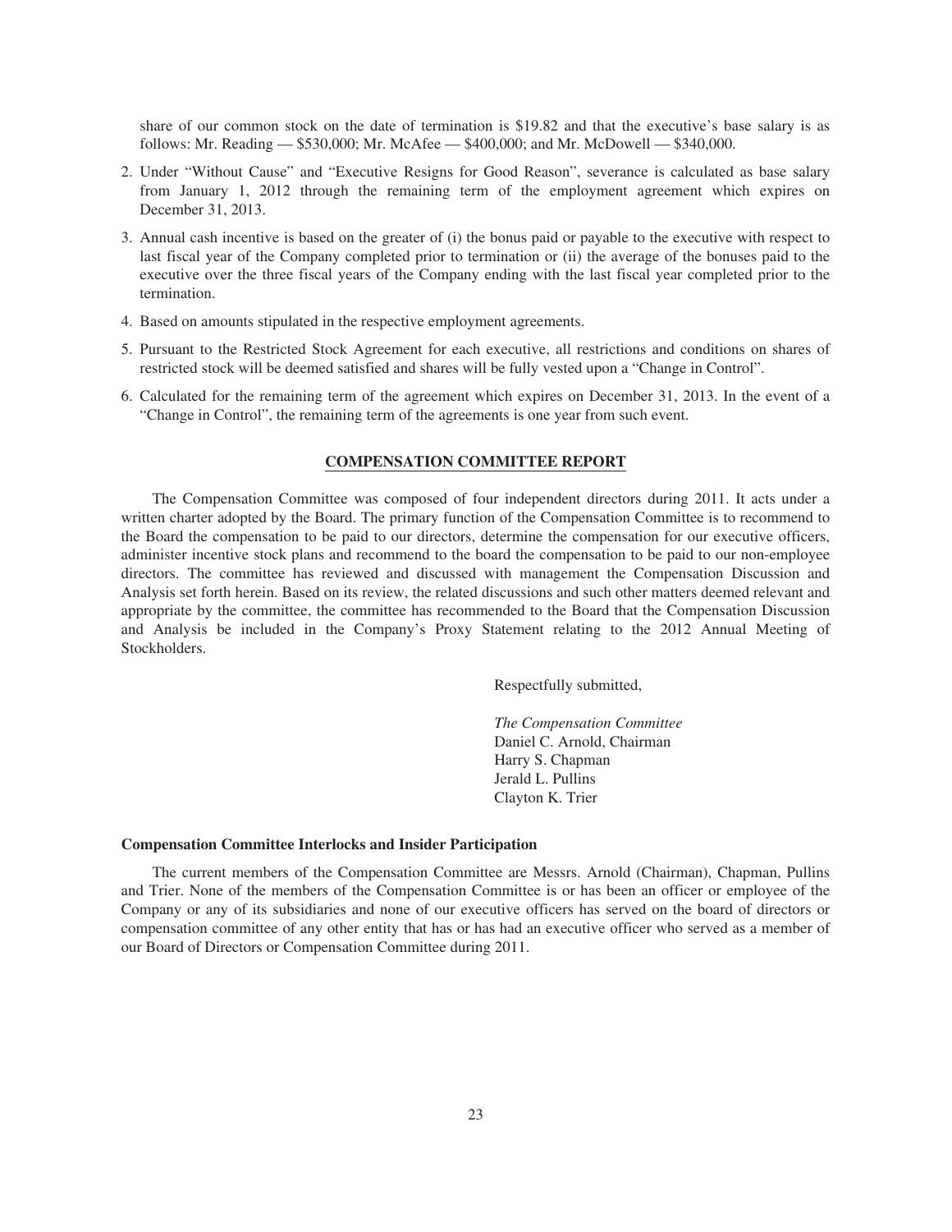share of our common stock on the date of termination is $19.82 and that the executive's base salary is as follows: Mr. Reading — $530,000; Mr. McAfee — $400,000; and Mr. McDowell — $340,000.

2. Under "Without Cause" and "Executive Resigns for Good Reason", severance is calculated as base salary from January 1, 2012 through the remaining term of the employment agreement which expires on December 31, 2013.

3. Annual cash incentive is based on the greater of (i) the bonus paid or payable to the executive with respect to last fiscal year of the Company completed prior to termination or (ii) the average of the bonuses paid to the executive over the three fiscal years of the Company ending with the last fiscal year completed prior to the termination.

4. Based on amounts stipulated in the respective employment agreements.

5. Pursuant to the Restricted Stock Agreement for each executive, all restrictions and conditions on shares of restricted stock will be deemed satisfied and shares will be fully vested upon a "Change in Control".

6. Calculated for the remaining term of the agreement which expires on December 31, 2013. In the event of a "Change in Control", the remaining term of the agreements is one year from such event.

## COMPENSATION COMMITTEE REPORT

The Compensation Committee was composed of four independent directors during 2011. It acts under a written charter adopted by the Board. The primary function of the Compensation Committee is to recommend to the Board the compensation to be paid to our directors, determine the compensation for our executive officers, administer incentive stock plans and recommend to the board the compensation to be paid to our non-employee directors. The committee has reviewed and discussed with management the Compensation Discussion and Analysis set forth herein. Based on its review, the related discussions and such other matters deemed relevant and appropriate by the committee, the committee has recommended to the Board that the Compensation Discussion and Analysis be included in the Company's Proxy Statement relating to the 2012 Annual Meeting of Stockholders.

Respectfully submitted,

*The Compensation Committee*
Daniel C. Arnold, Chairman
Harry S. Chapman
Jerald L. Pullins
Clayton K. Trier

### Compensation Committee Interlocks and Insider Participation

The current members of the Compensation Committee are Messrs. Arnold (Chairman), Chapman, Pullins and Trier. None of the members of the Compensation Committee is or has been an officer or employee of the Company or any of its subsidiaries and none of our executive officers has served on the board of directors or compensation committee of any other entity that has or has had an executive officer who served as a member of our Board of Directors or Compensation Committee during 2011.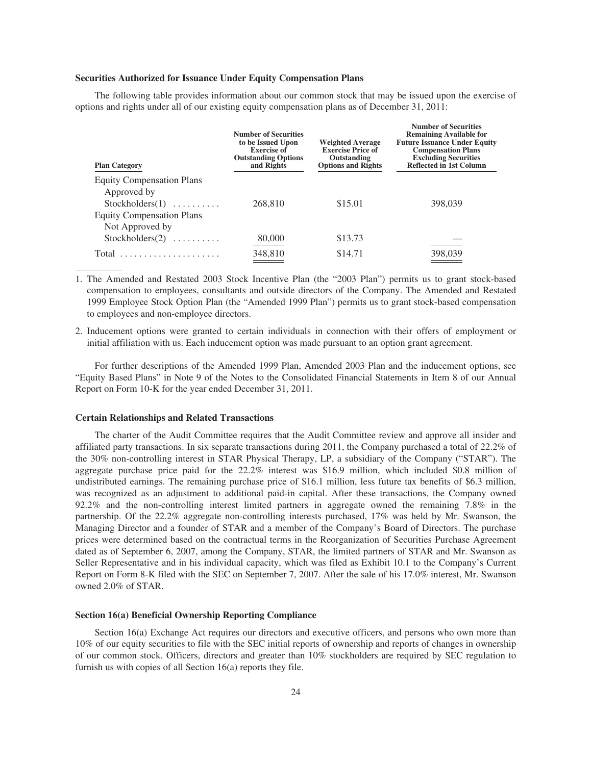### Securities Authorized for Issuance Under Equity Compensation Plans

The following table provides information about our common stock that may be issued upon the exercise of options and rights under all of our existing equity compensation plans as of December 31, 2011:

| Plan Category | Number of Securities to be Issued Upon Exercise of Outstanding Options and Rights | Weighted Average Exercise Price of Outstanding Options and Rights | Number of Securities Remaining Available for Future Issuance Under Equity Compensation Plans Excluding Securities Reflected in 1st Column |
|---|---|---|---|
| Equity Compensation Plans Approved by Stockholders(1) | 268,810 | $15.01 | 398,039 |
| Equity Compensation Plans Not Approved by Stockholders(2) | 80,000 | $13.73 | — |
| Total | 348,810 | $14.71 | 398,039 |

1. The Amended and Restated 2003 Stock Incentive Plan (the "2003 Plan") permits us to grant stock-based compensation to employees, consultants and outside directors of the Company. The Amended and Restated 1999 Employee Stock Option Plan (the "Amended 1999 Plan") permits us to grant stock-based compensation to employees and non-employee directors.

2. Inducement options were granted to certain individuals in connection with their offers of employment or initial affiliation with us. Each inducement option was made pursuant to an option grant agreement.

For further descriptions of the Amended 1999 Plan, Amended 2003 Plan and the inducement options, see "Equity Based Plans" in Note 9 of the Notes to the Consolidated Financial Statements in Item 8 of our Annual Report on Form 10-K for the year ended December 31, 2011.

### Certain Relationships and Related Transactions

The charter of the Audit Committee requires that the Audit Committee review and approve all insider and affiliated party transactions. In six separate transactions during 2011, the Company purchased a total of 22.2% of the 30% non-controlling interest in STAR Physical Therapy, LP, a subsidiary of the Company ("STAR"). The aggregate purchase price paid for the 22.2% interest was $16.9 million, which included $0.8 million of undistributed earnings. The remaining purchase price of $16.1 million, less future tax benefits of $6.3 million, was recognized as an adjustment to additional paid-in capital. After these transactions, the Company owned 92.2% and the non-controlling interest limited partners in aggregate owned the remaining 7.8% in the partnership. Of the 22.2% aggregate non-controlling interests purchased, 17% was held by Mr. Swanson, the Managing Director and a founder of STAR and a member of the Company's Board of Directors. The purchase prices were determined based on the contractual terms in the Reorganization of Securities Purchase Agreement dated as of September 6, 2007, among the Company, STAR, the limited partners of STAR and Mr. Swanson as Seller Representative and in his individual capacity, which was filed as Exhibit 10.1 to the Company's Current Report on Form 8-K filed with the SEC on September 7, 2007. After the sale of his 17.0% interest, Mr. Swanson owned 2.0% of STAR.

### Section 16(a) Beneficial Ownership Reporting Compliance

Section 16(a) Exchange Act requires our directors and executive officers, and persons who own more than 10% of our equity securities to file with the SEC initial reports of ownership and reports of changes in ownership of our common stock. Officers, directors and greater than 10% stockholders are required by SEC regulation to furnish us with copies of all Section 16(a) reports they file.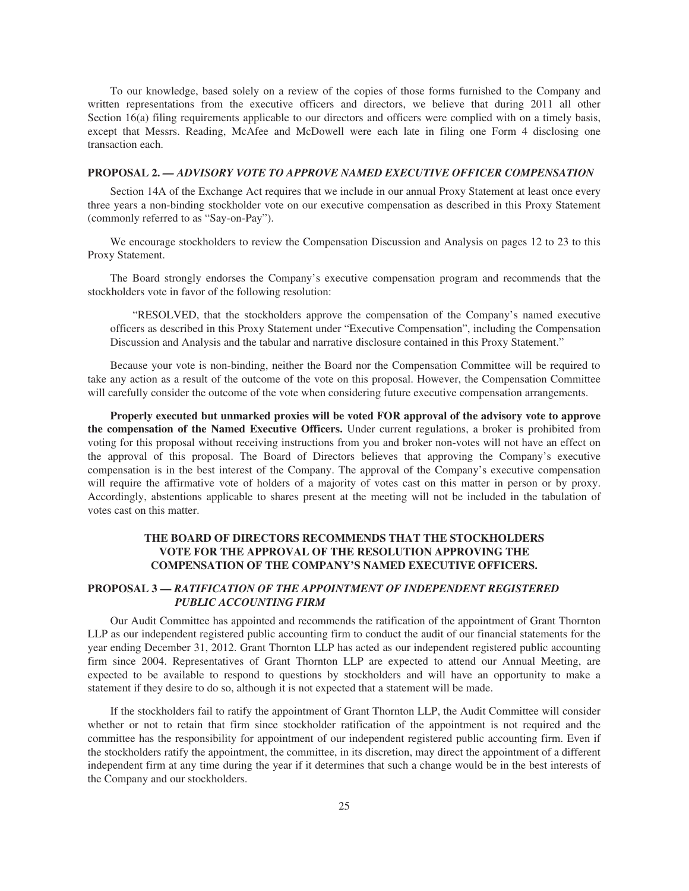To our knowledge, based solely on a review of the copies of those forms furnished to the Company and written representations from the executive officers and directors, we believe that during 2011 all other Section 16(a) filing requirements applicable to our directors and officers were complied with on a timely basis, except that Messrs. Reading, McAfee and McDowell were each late in filing one Form 4 disclosing one transaction each.

## PROPOSAL 2. — *ADVISORY VOTE TO APPROVE NAMED EXECUTIVE OFFICER COMPENSATION*

Section 14A of the Exchange Act requires that we include in our annual Proxy Statement at least once every three years a non-binding stockholder vote on our executive compensation as described in this Proxy Statement (commonly referred to as "Say-on-Pay").

We encourage stockholders to review the Compensation Discussion and Analysis on pages 12 to 23 to this Proxy Statement.

The Board strongly endorses the Company's executive compensation program and recommends that the stockholders vote in favor of the following resolution:

> "RESOLVED, that the stockholders approve the compensation of the Company's named executive officers as described in this Proxy Statement under "Executive Compensation", including the Compensation Discussion and Analysis and the tabular and narrative disclosure contained in this Proxy Statement."

Because your vote is non-binding, neither the Board nor the Compensation Committee will be required to take any action as a result of the outcome of the vote on this proposal. However, the Compensation Committee will carefully consider the outcome of the vote when considering future executive compensation arrangements.

**Properly executed but unmarked proxies will be voted FOR approval of the advisory vote to approve the compensation of the Named Executive Officers.** Under current regulations, a broker is prohibited from voting for this proposal without receiving instructions from you and broker non-votes will not have an effect on the approval of this proposal. The Board of Directors believes that approving the Company's executive compensation is in the best interest of the Company. The approval of the Company's executive compensation will require the affirmative vote of holders of a majority of votes cast on this matter in person or by proxy. Accordingly, abstentions applicable to shares present at the meeting will not be included in the tabulation of votes cast on this matter.

**THE BOARD OF DIRECTORS RECOMMENDS THAT THE STOCKHOLDERS VOTE FOR THE APPROVAL OF THE RESOLUTION APPROVING THE COMPENSATION OF THE COMPANY'S NAMED EXECUTIVE OFFICERS.**

## PROPOSAL 3 — *RATIFICATION OF THE APPOINTMENT OF INDEPENDENT REGISTERED PUBLIC ACCOUNTING FIRM*

Our Audit Committee has appointed and recommends the ratification of the appointment of Grant Thornton LLP as our independent registered public accounting firm to conduct the audit of our financial statements for the year ending December 31, 2012. Grant Thornton LLP has acted as our independent registered public accounting firm since 2004. Representatives of Grant Thornton LLP are expected to attend our Annual Meeting, are expected to be available to respond to questions by stockholders and will have an opportunity to make a statement if they desire to do so, although it is not expected that a statement will be made.

If the stockholders fail to ratify the appointment of Grant Thornton LLP, the Audit Committee will consider whether or not to retain that firm since stockholder ratification of the appointment is not required and the committee has the responsibility for appointment of our independent registered public accounting firm. Even if the stockholders ratify the appointment, the committee, in its discretion, may direct the appointment of a different independent firm at any time during the year if it determines that such a change would be in the best interests of the Company and our stockholders.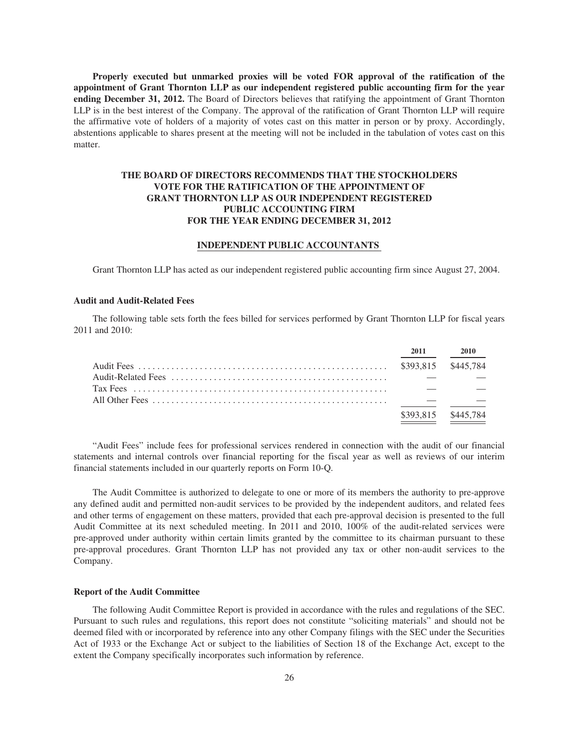**Properly executed but unmarked proxies will be voted FOR approval of the ratification of the appointment of Grant Thornton LLP as our independent registered public accounting firm for the year ending December 31, 2012.** The Board of Directors believes that ratifying the appointment of Grant Thornton LLP is in the best interest of the Company. The approval of the ratification of Grant Thornton LLP will require the affirmative vote of holders of a majority of votes cast on this matter in person or by proxy. Accordingly, abstentions applicable to shares present at the meeting will not be included in the tabulation of votes cast on this matter.

**THE BOARD OF DIRECTORS RECOMMENDS THAT THE STOCKHOLDERS VOTE FOR THE RATIFICATION OF THE APPOINTMENT OF GRANT THORNTON LLP AS OUR INDEPENDENT REGISTERED PUBLIC ACCOUNTING FIRM FOR THE YEAR ENDING DECEMBER 31, 2012**

## INDEPENDENT PUBLIC ACCOUNTANTS

Grant Thornton LLP has acted as our independent registered public accounting firm since August 27, 2004.

### Audit and Audit-Related Fees

The following table sets forth the fees billed for services performed by Grant Thornton LLP for fiscal years 2011 and 2010:

| | 2011 | 2010 |
|---|---|---|
| Audit Fees | \$393,815 | \$445,784 |
| Audit-Related Fees | — | — |
| Tax Fees | — | — |
| All Other Fees | — | — |
| | \$393,815 | \$445,784 |

"Audit Fees" include fees for professional services rendered in connection with the audit of our financial statements and internal controls over financial reporting for the fiscal year as well as reviews of our interim financial statements included in our quarterly reports on Form 10-Q.

The Audit Committee is authorized to delegate to one or more of its members the authority to pre-approve any defined audit and permitted non-audit services to be provided by the independent auditors, and related fees and other terms of engagement on these matters, provided that each pre-approval decision is presented to the full Audit Committee at its next scheduled meeting. In 2011 and 2010, 100% of the audit-related services were pre-approved under authority within certain limits granted by the committee to its chairman pursuant to these pre-approval procedures. Grant Thornton LLP has not provided any tax or other non-audit services to the Company.

### Report of the Audit Committee

The following Audit Committee Report is provided in accordance with the rules and regulations of the SEC. Pursuant to such rules and regulations, this report does not constitute "soliciting materials" and should not be deemed filed with or incorporated by reference into any other Company filings with the SEC under the Securities Act of 1933 or the Exchange Act or subject to the liabilities of Section 18 of the Exchange Act, except to the extent the Company specifically incorporates such information by reference.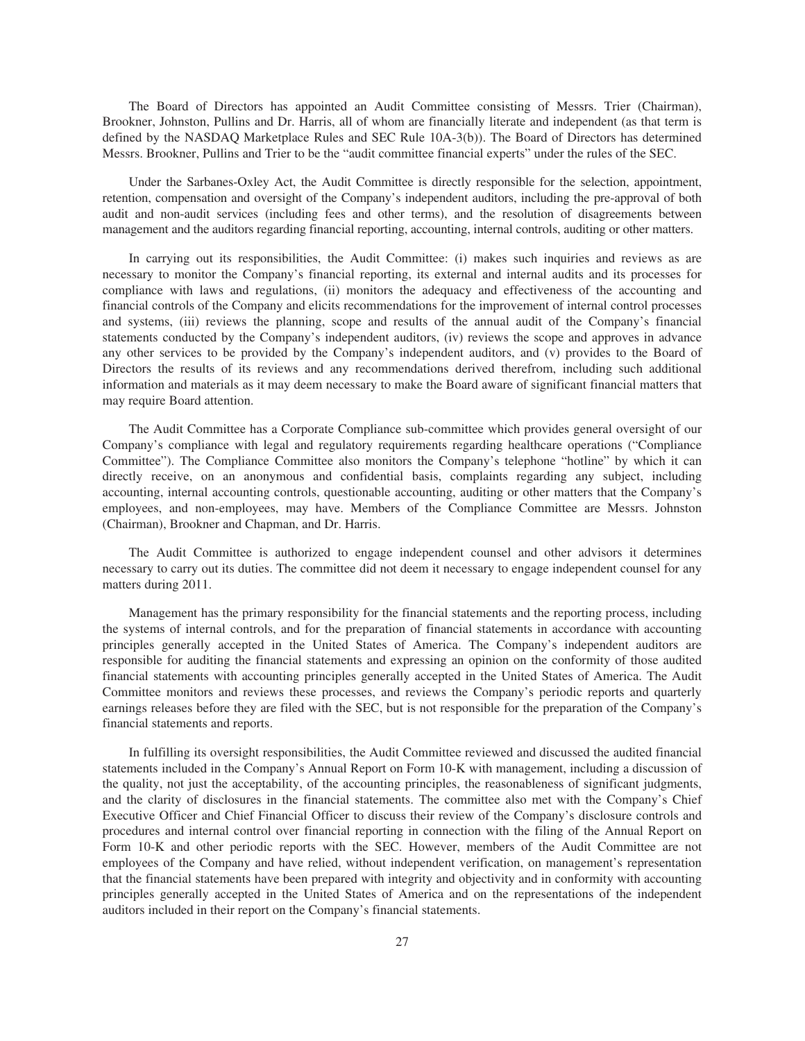The Board of Directors has appointed an Audit Committee consisting of Messrs. Trier (Chairman), Brookner, Johnston, Pullins and Dr. Harris, all of whom are financially literate and independent (as that term is defined by the NASDAQ Marketplace Rules and SEC Rule 10A-3(b)). The Board of Directors has determined Messrs. Brookner, Pullins and Trier to be the "audit committee financial experts" under the rules of the SEC.

Under the Sarbanes-Oxley Act, the Audit Committee is directly responsible for the selection, appointment, retention, compensation and oversight of the Company's independent auditors, including the pre-approval of both audit and non-audit services (including fees and other terms), and the resolution of disagreements between management and the auditors regarding financial reporting, accounting, internal controls, auditing or other matters.

In carrying out its responsibilities, the Audit Committee: (i) makes such inquiries and reviews as are necessary to monitor the Company's financial reporting, its external and internal audits and its processes for compliance with laws and regulations, (ii) monitors the adequacy and effectiveness of the accounting and financial controls of the Company and elicits recommendations for the improvement of internal control processes and systems, (iii) reviews the planning, scope and results of the annual audit of the Company's financial statements conducted by the Company's independent auditors, (iv) reviews the scope and approves in advance any other services to be provided by the Company's independent auditors, and (v) provides to the Board of Directors the results of its reviews and any recommendations derived therefrom, including such additional information and materials as it may deem necessary to make the Board aware of significant financial matters that may require Board attention.

The Audit Committee has a Corporate Compliance sub-committee which provides general oversight of our Company's compliance with legal and regulatory requirements regarding healthcare operations ("Compliance Committee"). The Compliance Committee also monitors the Company's telephone "hotline" by which it can directly receive, on an anonymous and confidential basis, complaints regarding any subject, including accounting, internal accounting controls, questionable accounting, auditing or other matters that the Company's employees, and non-employees, may have. Members of the Compliance Committee are Messrs. Johnston (Chairman), Brookner and Chapman, and Dr. Harris.

The Audit Committee is authorized to engage independent counsel and other advisors it determines necessary to carry out its duties. The committee did not deem it necessary to engage independent counsel for any matters during 2011.

Management has the primary responsibility for the financial statements and the reporting process, including the systems of internal controls, and for the preparation of financial statements in accordance with accounting principles generally accepted in the United States of America. The Company's independent auditors are responsible for auditing the financial statements and expressing an opinion on the conformity of those audited financial statements with accounting principles generally accepted in the United States of America. The Audit Committee monitors and reviews these processes, and reviews the Company's periodic reports and quarterly earnings releases before they are filed with the SEC, but is not responsible for the preparation of the Company's financial statements and reports.

In fulfilling its oversight responsibilities, the Audit Committee reviewed and discussed the audited financial statements included in the Company's Annual Report on Form 10-K with management, including a discussion of the quality, not just the acceptability, of the accounting principles, the reasonableness of significant judgments, and the clarity of disclosures in the financial statements. The committee also met with the Company's Chief Executive Officer and Chief Financial Officer to discuss their review of the Company's disclosure controls and procedures and internal control over financial reporting in connection with the filing of the Annual Report on Form 10-K and other periodic reports with the SEC. However, members of the Audit Committee are not employees of the Company and have relied, without independent verification, on management's representation that the financial statements have been prepared with integrity and objectivity and in conformity with accounting principles generally accepted in the United States of America and on the representations of the independent auditors included in their report on the Company's financial statements.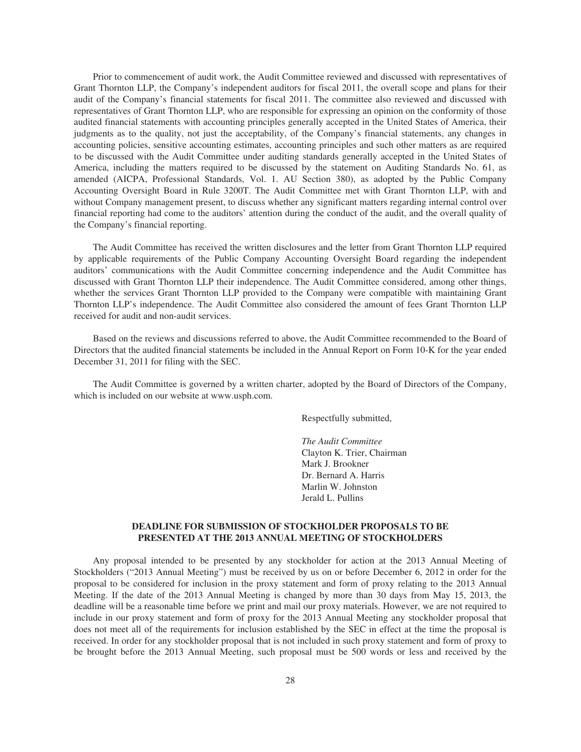Prior to commencement of audit work, the Audit Committee reviewed and discussed with representatives of Grant Thornton LLP, the Company's independent auditors for fiscal 2011, the overall scope and plans for their audit of the Company's financial statements for fiscal 2011. The committee also reviewed and discussed with representatives of Grant Thornton LLP, who are responsible for expressing an opinion on the conformity of those audited financial statements with accounting principles generally accepted in the United States of America, their judgments as to the quality, not just the acceptability, of the Company's financial statements, any changes in accounting policies, sensitive accounting estimates, accounting principles and such other matters as are required to be discussed with the Audit Committee under auditing standards generally accepted in the United States of America, including the matters required to be discussed by the statement on Auditing Standards No. 61, as amended (AICPA, Professional Standards, Vol. 1. AU Section 380), as adopted by the Public Company Accounting Oversight Board in Rule 3200T. The Audit Committee met with Grant Thornton LLP, with and without Company management present, to discuss whether any significant matters regarding internal control over financial reporting had come to the auditors' attention during the conduct of the audit, and the overall quality of the Company's financial reporting.

The Audit Committee has received the written disclosures and the letter from Grant Thornton LLP required by applicable requirements of the Public Company Accounting Oversight Board regarding the independent auditors' communications with the Audit Committee concerning independence and the Audit Committee has discussed with Grant Thornton LLP their independence. The Audit Committee considered, among other things, whether the services Grant Thornton LLP provided to the Company were compatible with maintaining Grant Thornton LLP's independence. The Audit Committee also considered the amount of fees Grant Thornton LLP received for audit and non-audit services.

Based on the reviews and discussions referred to above, the Audit Committee recommended to the Board of Directors that the audited financial statements be included in the Annual Report on Form 10-K for the year ended December 31, 2011 for filing with the SEC.

The Audit Committee is governed by a written charter, adopted by the Board of Directors of the Company, which is included on our website at www.usph.com.

Respectfully submitted,

*The Audit Committee*
Clayton K. Trier, Chairman
Mark J. Brookner
Dr. Bernard A. Harris
Marlin W. Johnston
Jerald L. Pullins

## DEADLINE FOR SUBMISSION OF STOCKHOLDER PROPOSALS TO BE PRESENTED AT THE 2013 ANNUAL MEETING OF STOCKHOLDERS

Any proposal intended to be presented by any stockholder for action at the 2013 Annual Meeting of Stockholders ("2013 Annual Meeting") must be received by us on or before December 6, 2012 in order for the proposal to be considered for inclusion in the proxy statement and form of proxy relating to the 2013 Annual Meeting. If the date of the 2013 Annual Meeting is changed by more than 30 days from May 15, 2013, the deadline will be a reasonable time before we print and mail our proxy materials. However, we are not required to include in our proxy statement and form of proxy for the 2013 Annual Meeting any stockholder proposal that does not meet all of the requirements for inclusion established by the SEC in effect at the time the proposal is received. In order for any stockholder proposal that is not included in such proxy statement and form of proxy to be brought before the 2013 Annual Meeting, such proposal must be 500 words or less and received by the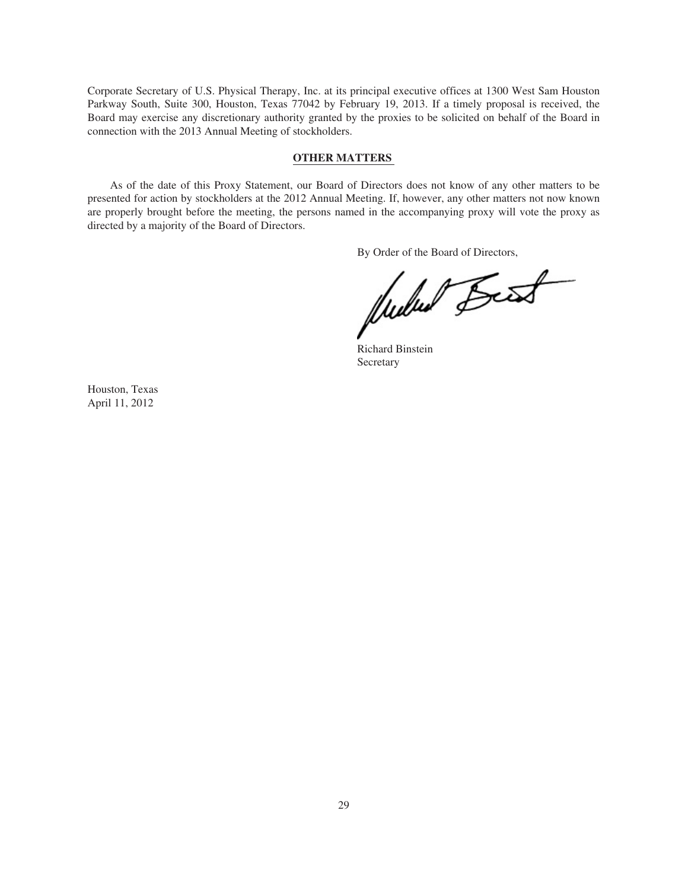Corporate Secretary of U.S. Physical Therapy, Inc. at its principal executive offices at 1300 West Sam Houston Parkway South, Suite 300, Houston, Texas 77042 by February 19, 2013. If a timely proposal is received, the Board may exercise any discretionary authority granted by the proxies to be solicited on behalf of the Board in connection with the 2013 Annual Meeting of stockholders.

## OTHER MATTERS

As of the date of this Proxy Statement, our Board of Directors does not know of any other matters to be presented for action by stockholders at the 2012 Annual Meeting. If, however, any other matters not now known are properly brought before the meeting, the persons named in the accompanying proxy will vote the proxy as directed by a majority of the Board of Directors.

By Order of the Board of Directors,

Richard Binstein
Secretary

Houston, Texas
April 11, 2012